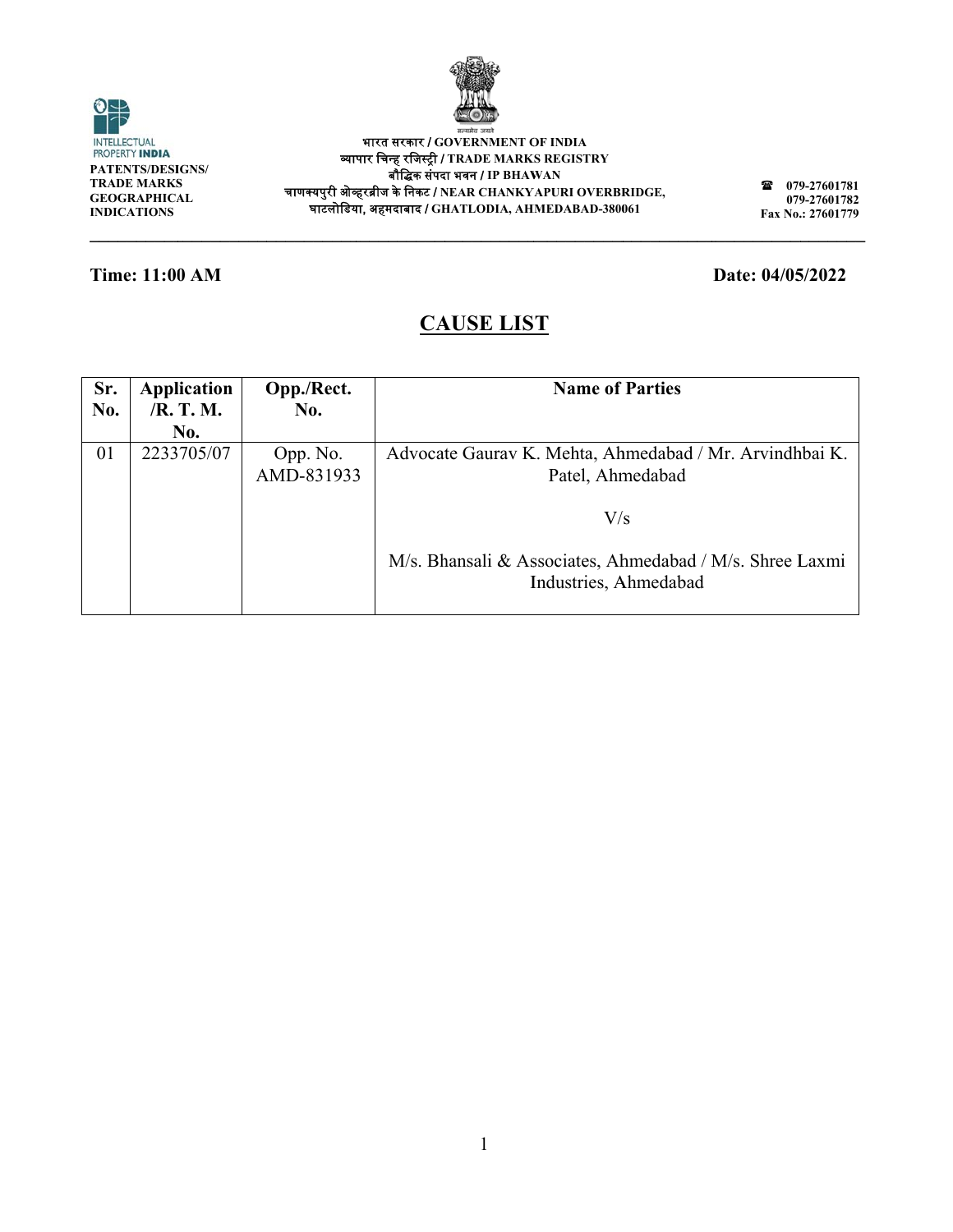INTELLECTUAL PROPERTY INDIA
PATENTS/DESIGNS/
TRADE MARKS
GEOGRAPHICAL
INDICATIONS

भारत सरकार / GOVERNMENT OF INDIA
व्यापार चिन्ह रजिस्ट्री / TRADE MARKS REGISTRY
बौद्धिक संपदा भवन / IP BHAWAN
चाणक्यपुरी ओव्हरब्रीज के निकट / NEAR CHANKYAPURI OVERBRIDGE,
घाटलोडिया, अहमदाबाद / GHATLODIA, AHMEDABAD-380061

☎ 079-27601781
079-27601782
Fax No.: 27601779

**Time: 11:00 AM** **Date: 04/05/2022**

## CAUSE LIST

| Sr. No. | Application /R. T. M. No. | Opp./Rect. No. | Name of Parties |
|---|---|---|---|
| 01 | 2233705/07 | Opp. No. AMD-831933 | Advocate Gaurav K. Mehta, Ahmedabad / Mr. Arvindhbai K. Patel, Ahmedabad<br><br>V/s<br><br>M/s. Bhansali & Associates, Ahmedabad / M/s. Shree Laxmi Industries, Ahmedabad |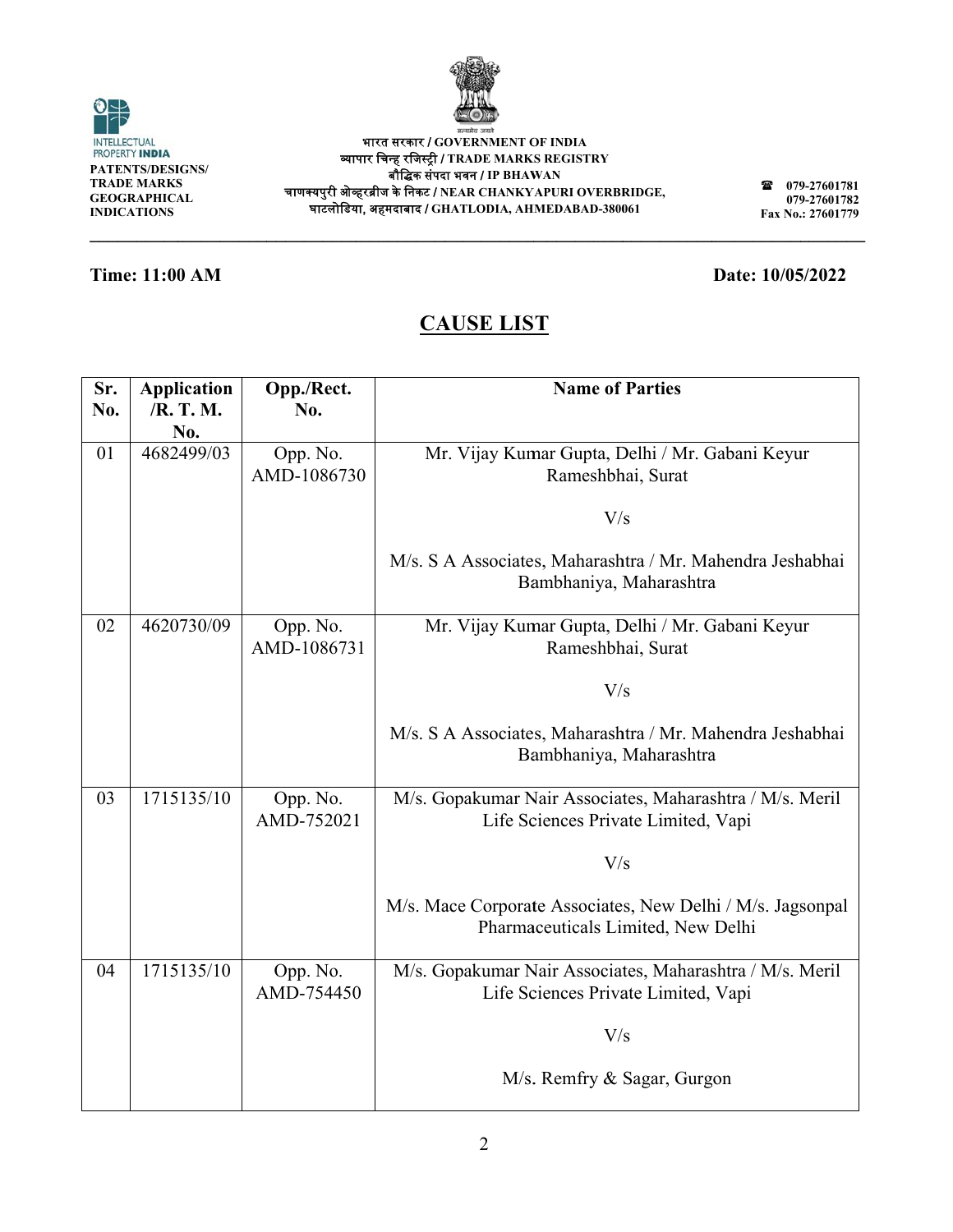भारत सरकार / GOVERNMENT OF INDIA
व्यापार चिन्ह रजिस्ट्री / TRADE MARKS REGISTRY
बौद्धिक संपदा भवन / IP BHAWAN
चाणक्यपुरी ओव्हरब्रीज के निकट / NEAR CHANKYAPURI OVERBRIDGE,
घाटलोडिया, अहमदाबाद / GHATLODIA, AHMEDABAD-380061

INTELLECTUAL PROPERTY INDIA
PATENTS/DESIGNS/ TRADE MARKS GEOGRAPHICAL INDICATIONS

☎ 079-27601781
079-27601782
Fax No.: 27601779

**Time: 11:00 AM** **Date: 10/05/2022**

## CAUSE LIST

| Sr. No. | Application /R. T. M. No. | Opp./Rect. No. | Name of Parties |
|---|---|---|---|
| 01 | 4682499/03 | Opp. No. AMD-1086730 | Mr. Vijay Kumar Gupta, Delhi / Mr. Gabani Keyur Rameshbhai, Surat<br><br>V/s<br><br>M/s. S A Associates, Maharashtra / Mr. Mahendra Jeshabhai Bambhaniya, Maharashtra |
| 02 | 4620730/09 | Opp. No. AMD-1086731 | Mr. Vijay Kumar Gupta, Delhi / Mr. Gabani Keyur Rameshbhai, Surat<br><br>V/s<br><br>M/s. S A Associates, Maharashtra / Mr. Mahendra Jeshabhai Bambhaniya, Maharashtra |
| 03 | 1715135/10 | Opp. No. AMD-752021 | M/s. Gopakumar Nair Associates, Maharashtra / M/s. Meril Life Sciences Private Limited, Vapi<br><br>V/s<br><br>M/s. Mace Corporate Associates, New Delhi / M/s. Jagsonpal Pharmaceuticals Limited, New Delhi |
| 04 | 1715135/10 | Opp. No. AMD-754450 | M/s. Gopakumar Nair Associates, Maharashtra / M/s. Meril Life Sciences Private Limited, Vapi<br><br>V/s<br><br>M/s. Remfry & Sagar, Gurgon |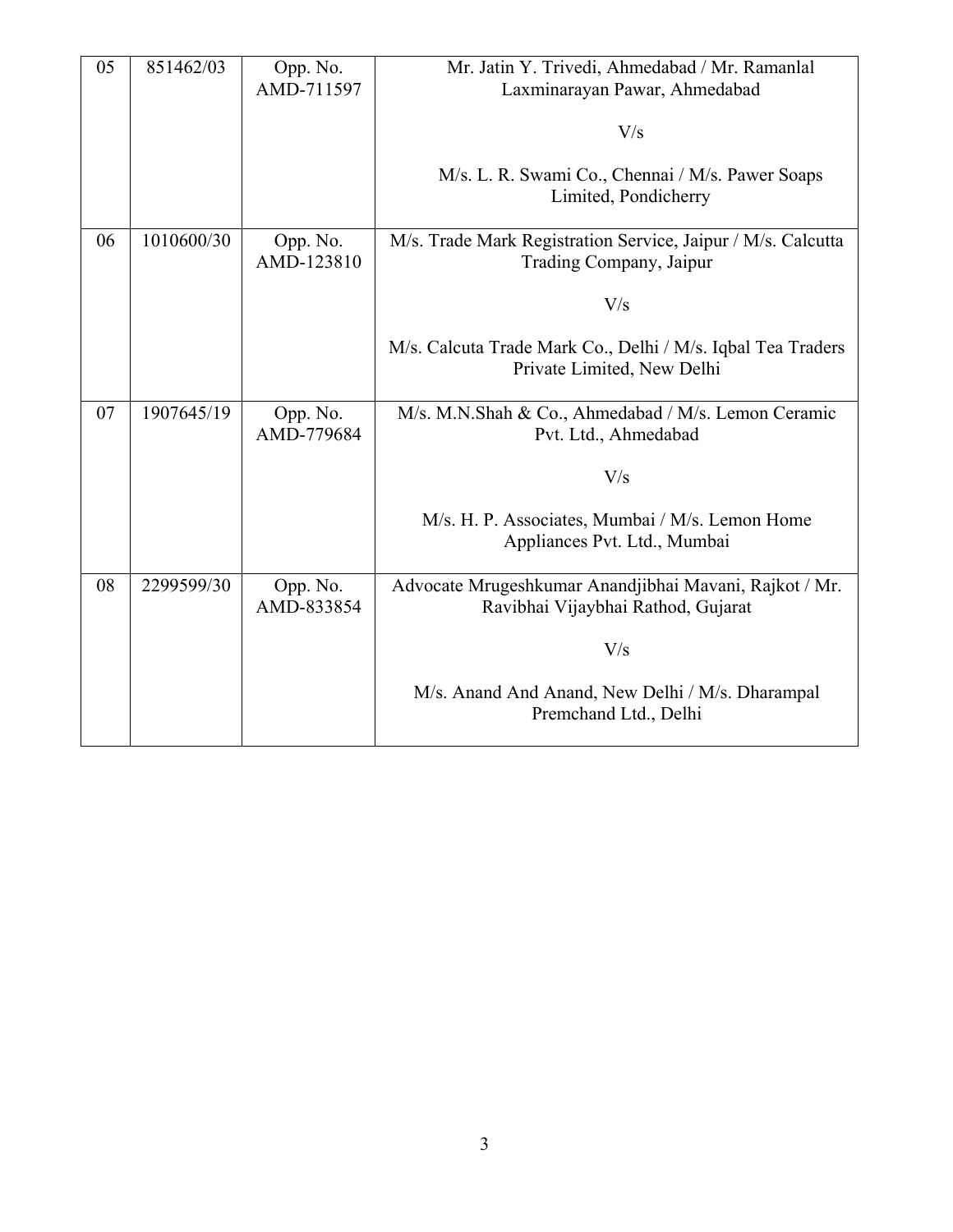| 05 | 851462/03 | Opp. No. AMD-711597 | Mr. Jatin Y. Trivedi, Ahmedabad / Mr. Ramanlal Laxminarayan Pawar, Ahmedabad<br><br>V/s<br><br>M/s. L. R. Swami Co., Chennai / M/s. Pawer Soaps Limited, Pondicherry |
|---|---|---|---|
| 06 | 1010600/30 | Opp. No. AMD-123810 | M/s. Trade Mark Registration Service, Jaipur / M/s. Calcutta Trading Company, Jaipur<br><br>V/s<br><br>M/s. Calcuta Trade Mark Co., Delhi / M/s. Iqbal Tea Traders Private Limited, New Delhi |
| 07 | 1907645/19 | Opp. No. AMD-779684 | M/s. M.N.Shah & Co., Ahmedabad / M/s. Lemon Ceramic Pvt. Ltd., Ahmedabad<br><br>V/s<br><br>M/s. H. P. Associates, Mumbai / M/s. Lemon Home Appliances Pvt. Ltd., Mumbai |
| 08 | 2299599/30 | Opp. No. AMD-833854 | Advocate Mrugeshkumar Anandjibhai Mavani, Rajkot / Mr. Ravibhai Vijaybhai Rathod, Gujarat<br><br>V/s<br><br>M/s. Anand And Anand, New Delhi / M/s. Dharampal Premchand Ltd., Delhi |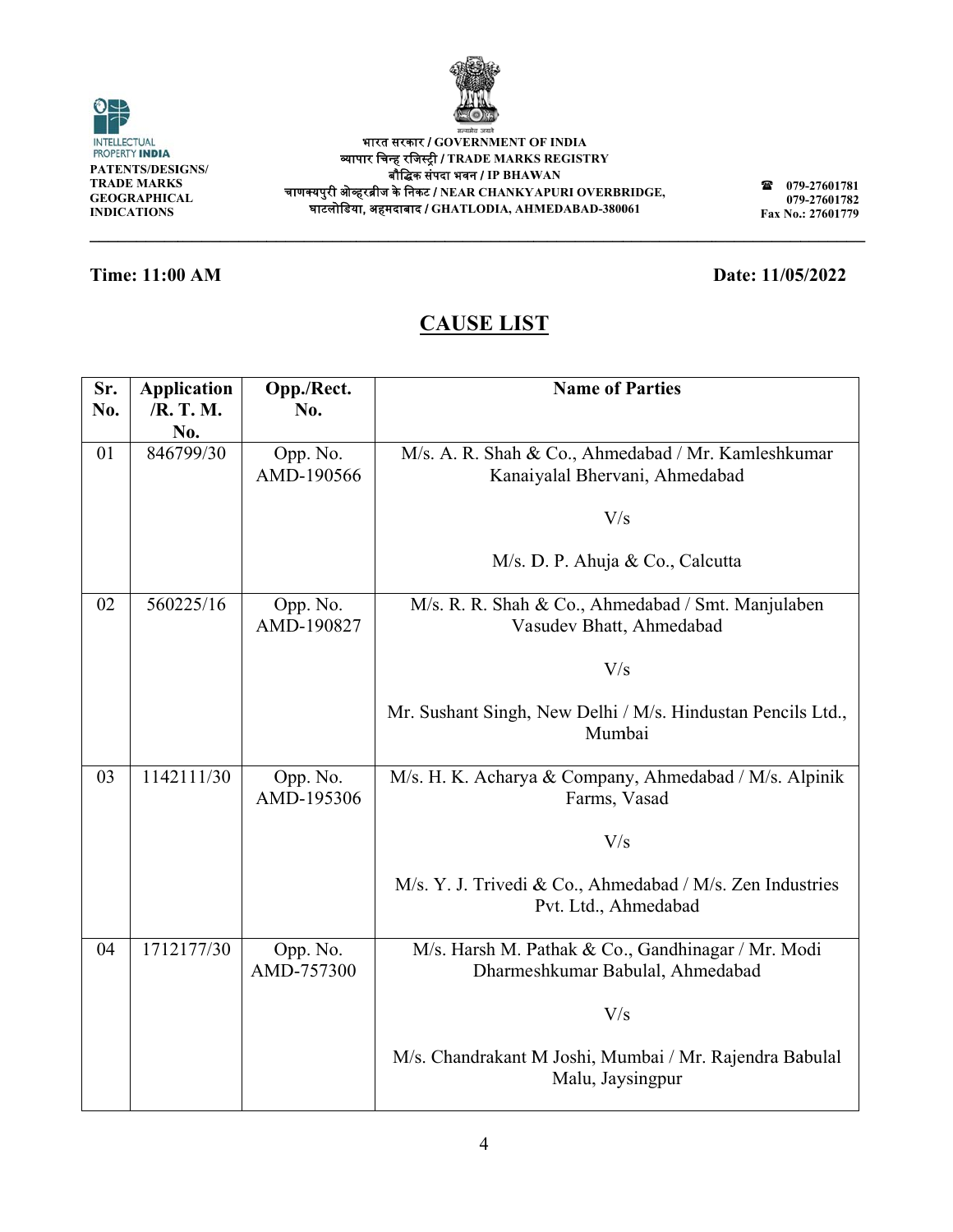INTELLECTUAL PROPERTY INDIA
PATENTS/DESIGNS/ TRADE MARKS GEOGRAPHICAL INDICATIONS

भारत सरकार / GOVERNMENT OF INDIA
व्यापार चिन्ह रजिस्ट्री / TRADE MARKS REGISTRY
बौद्धिक संपदा भवन / IP BHAWAN
चाणक्यपुरी ओव्हरब्रीज के निकट / NEAR CHANKYAPURI OVERBRIDGE,
घाटलोडिया, अहमदाबाद / GHATLODIA, AHMEDABAD-380061

079-27601781
079-27601782
Fax No.: 27601779

**Time: 11:00 AM** **Date: 11/05/2022**

# CAUSE LIST

| Sr. No. | Application /R. T. M. No. | Opp./Rect. No. | Name of Parties |
|---|---|---|---|
| 01 | 846799/30 | Opp. No. AMD-190566 | M/s. A. R. Shah & Co., Ahmedabad / Mr. Kamleshkumar Kanaiyalal Bhervani, Ahmedabad<br><br>V/s<br><br>M/s. D. P. Ahuja & Co., Calcutta |
| 02 | 560225/16 | Opp. No. AMD-190827 | M/s. R. R. Shah & Co., Ahmedabad / Smt. Manjulaben Vasudev Bhatt, Ahmedabad<br><br>V/s<br><br>Mr. Sushant Singh, New Delhi / M/s. Hindustan Pencils Ltd., Mumbai |
| 03 | 1142111/30 | Opp. No. AMD-195306 | M/s. H. K. Acharya & Company, Ahmedabad / M/s. Alpinik Farms, Vasad<br><br>V/s<br><br>M/s. Y. J. Trivedi & Co., Ahmedabad / M/s. Zen Industries Pvt. Ltd., Ahmedabad |
| 04 | 1712177/30 | Opp. No. AMD-757300 | M/s. Harsh M. Pathak & Co., Gandhinagar / Mr. Modi Dharmeshkumar Babulal, Ahmedabad<br><br>V/s<br><br>M/s. Chandrakant M Joshi, Mumbai / Mr. Rajendra Babulal Malu, Jaysingpur |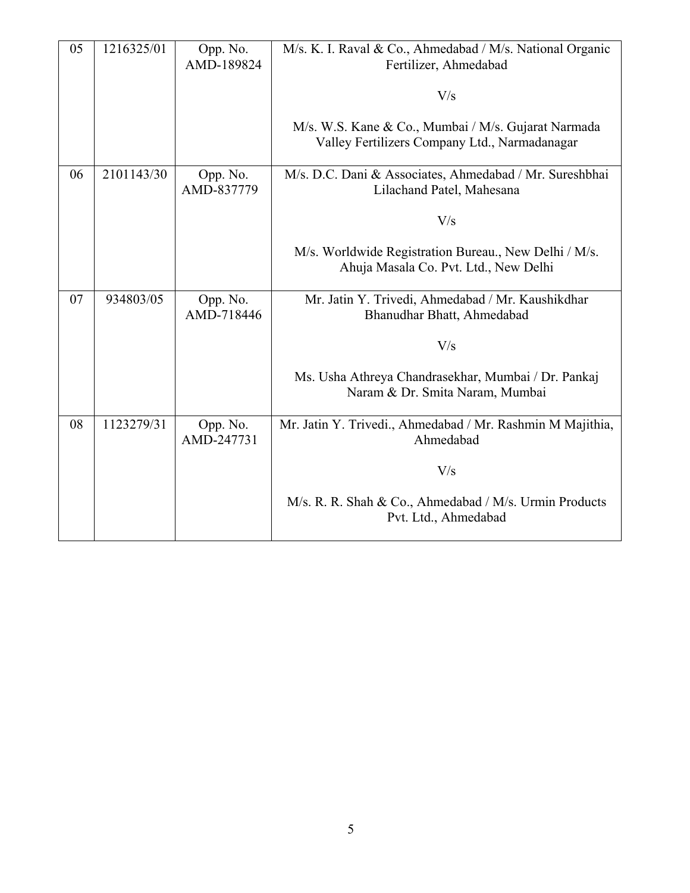| 05 | 1216325/01 | Opp. No. AMD-189824 | M/s. K. I. Raval & Co., Ahmedabad / M/s. National Organic Fertilizer, Ahmedabad<br><br>V/s<br><br>M/s. W.S. Kane & Co., Mumbai / M/s. Gujarat Narmada Valley Fertilizers Company Ltd., Narmadanagar |
|---|---|---|---|
| 06 | 2101143/30 | Opp. No. AMD-837779 | M/s. D.C. Dani & Associates, Ahmedabad / Mr. Sureshbhai Lilachand Patel, Mahesana<br><br>V/s<br><br>M/s. Worldwide Registration Bureau., New Delhi / M/s. Ahuja Masala Co. Pvt. Ltd., New Delhi |
| 07 | 934803/05 | Opp. No. AMD-718446 | Mr. Jatin Y. Trivedi, Ahmedabad / Mr. Kaushikdhar Bhanudhar Bhatt, Ahmedabad<br><br>V/s<br><br>Ms. Usha Athreya Chandrasekhar, Mumbai / Dr. Pankaj Naram & Dr. Smita Naram, Mumbai |
| 08 | 1123279/31 | Opp. No. AMD-247731 | Mr. Jatin Y. Trivedi., Ahmedabad / Mr. Rashmin M Majithia, Ahmedabad<br><br>V/s<br><br>M/s. R. R. Shah & Co., Ahmedabad / M/s. Urmin Products Pvt. Ltd., Ahmedabad |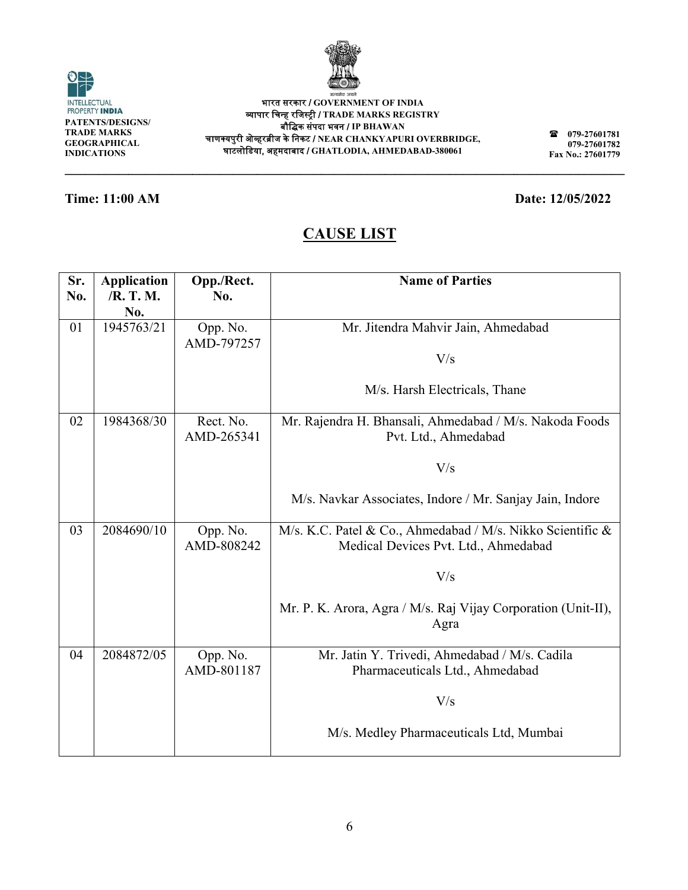INTELLECTUAL PROPERTY INDIA
PATENTS/DESIGNS/ TRADE MARKS GEOGRAPHICAL INDICATIONS

भारत सरकार / GOVERNMENT OF INDIA
व्यापार चिन्ह रजिस्ट्री / TRADE MARKS REGISTRY
बौद्धिक संपदा भवन / IP BHAWAN
चाणक्यपुरी ओव्हरब्रीज के निकट / NEAR CHANKYAPURI OVERBRIDGE,
घाटलोडिया, अहमदाबाद / GHATLODIA, AHMEDABAD-380061

☎ 079-27601781
079-27601782
Fax No.: 27601779

**Time: 11:00 AM**

**Date: 12/05/2022**

# CAUSE LIST

| Sr. No. | Application /R. T. M. No. | Opp./Rect. No. | Name of Parties |
|---|---|---|---|
| 01 | 1945763/21 | Opp. No. AMD-797257 | Mr. Jitendra Mahvir Jain, Ahmedabad V/s M/s. Harsh Electricals, Thane |
| 02 | 1984368/30 | Rect. No. AMD-265341 | Mr. Rajendra H. Bhansali, Ahmedabad / M/s. Nakoda Foods Pvt. Ltd., Ahmedabad V/s M/s. Navkar Associates, Indore / Mr. Sanjay Jain, Indore |
| 03 | 2084690/10 | Opp. No. AMD-808242 | M/s. K.C. Patel & Co., Ahmedabad / M/s. Nikko Scientific & Medical Devices Pvt. Ltd., Ahmedabad V/s Mr. P. K. Arora, Agra / M/s. Raj Vijay Corporation (Unit-II), Agra |
| 04 | 2084872/05 | Opp. No. AMD-801187 | Mr. Jatin Y. Trivedi, Ahmedabad / M/s. Cadila Pharmaceuticals Ltd., Ahmedabad V/s M/s. Medley Pharmaceuticals Ltd, Mumbai |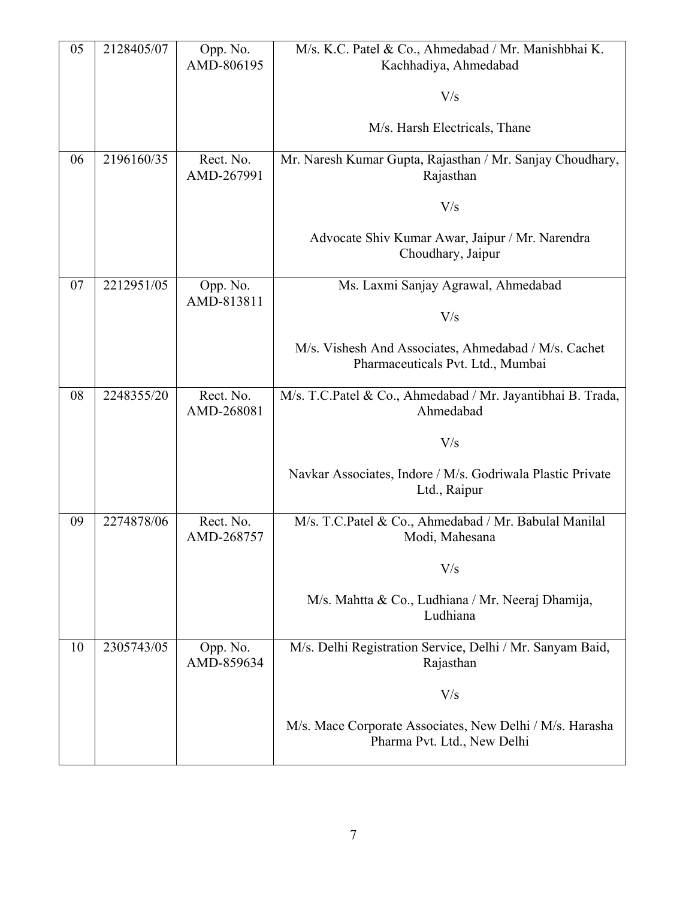| | | | |
|---|---|---|---|
| 05 | 2128405/07 | Opp. No. AMD-806195 | M/s. K.C. Patel & Co., Ahmedabad / Mr. Manishbhai K. Kachhadiya, Ahmedabad<br><br>V/s<br><br>M/s. Harsh Electricals, Thane |
| 06 | 2196160/35 | Rect. No. AMD-267991 | Mr. Naresh Kumar Gupta, Rajasthan / Mr. Sanjay Choudhary, Rajasthan<br><br>V/s<br><br>Advocate Shiv Kumar Awar, Jaipur / Mr. Narendra Choudhary, Jaipur |
| 07 | 2212951/05 | Opp. No. AMD-813811 | Ms. Laxmi Sanjay Agrawal, Ahmedabad<br><br>V/s<br><br>M/s. Vishesh And Associates, Ahmedabad / M/s. Cachet Pharmaceuticals Pvt. Ltd., Mumbai |
| 08 | 2248355/20 | Rect. No. AMD-268081 | M/s. T.C.Patel & Co., Ahmedabad / Mr. Jayantibhai B. Trada, Ahmedabad<br><br>V/s<br><br>Navkar Associates, Indore / M/s. Godriwala Plastic Private Ltd., Raipur |
| 09 | 2274878/06 | Rect. No. AMD-268757 | M/s. T.C.Patel & Co., Ahmedabad / Mr. Babulal Manilal Modi, Mahesana<br><br>V/s<br><br>M/s. Mahtta & Co., Ludhiana / Mr. Neeraj Dhamija, Ludhiana |
| 10 | 2305743/05 | Opp. No. AMD-859634 | M/s. Delhi Registration Service, Delhi / Mr. Sanyam Baid, Rajasthan<br><br>V/s<br><br>M/s. Mace Corporate Associates, New Delhi / M/s. Harasha Pharma Pvt. Ltd., New Delhi |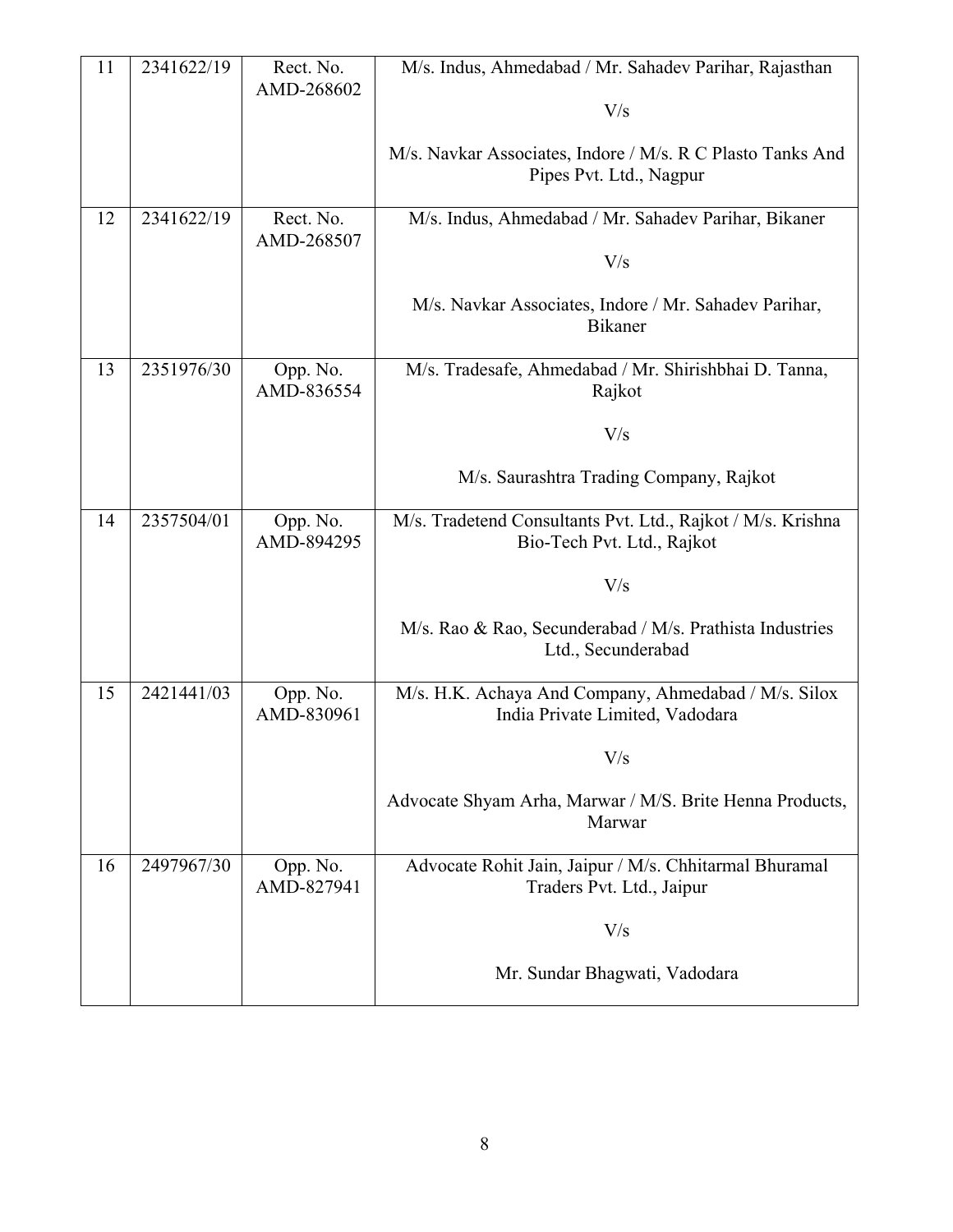| 11 | 2341622/19 | Rect. No. AMD-268602 | M/s. Indus, Ahmedabad / Mr. Sahadev Parihar, Rajasthan<br><br>V/s<br><br>M/s. Navkar Associates, Indore / M/s. R C Plasto Tanks And Pipes Pvt. Ltd., Nagpur |
|---|---|---|---|
| 12 | 2341622/19 | Rect. No. AMD-268507 | M/s. Indus, Ahmedabad / Mr. Sahadev Parihar, Bikaner<br><br>V/s<br><br>M/s. Navkar Associates, Indore / Mr. Sahadev Parihar, Bikaner |
| 13 | 2351976/30 | Opp. No. AMD-836554 | M/s. Tradesafe, Ahmedabad / Mr. Shirishbhai D. Tanna, Rajkot<br><br>V/s<br><br>M/s. Saurashtra Trading Company, Rajkot |
| 14 | 2357504/01 | Opp. No. AMD-894295 | M/s. Tradetend Consultants Pvt. Ltd., Rajkot / M/s. Krishna Bio-Tech Pvt. Ltd., Rajkot<br><br>V/s<br><br>M/s. Rao & Rao, Secunderabad / M/s. Prathista Industries Ltd., Secunderabad |
| 15 | 2421441/03 | Opp. No. AMD-830961 | M/s. H.K. Achaya And Company, Ahmedabad / M/s. Silox India Private Limited, Vadodara<br><br>V/s<br><br>Advocate Shyam Arha, Marwar / M/S. Brite Henna Products, Marwar |
| 16 | 2497967/30 | Opp. No. AMD-827941 | Advocate Rohit Jain, Jaipur / M/s. Chhitarmal Bhuramal Traders Pvt. Ltd., Jaipur<br><br>V/s<br><br>Mr. Sundar Bhagwati, Vadodara |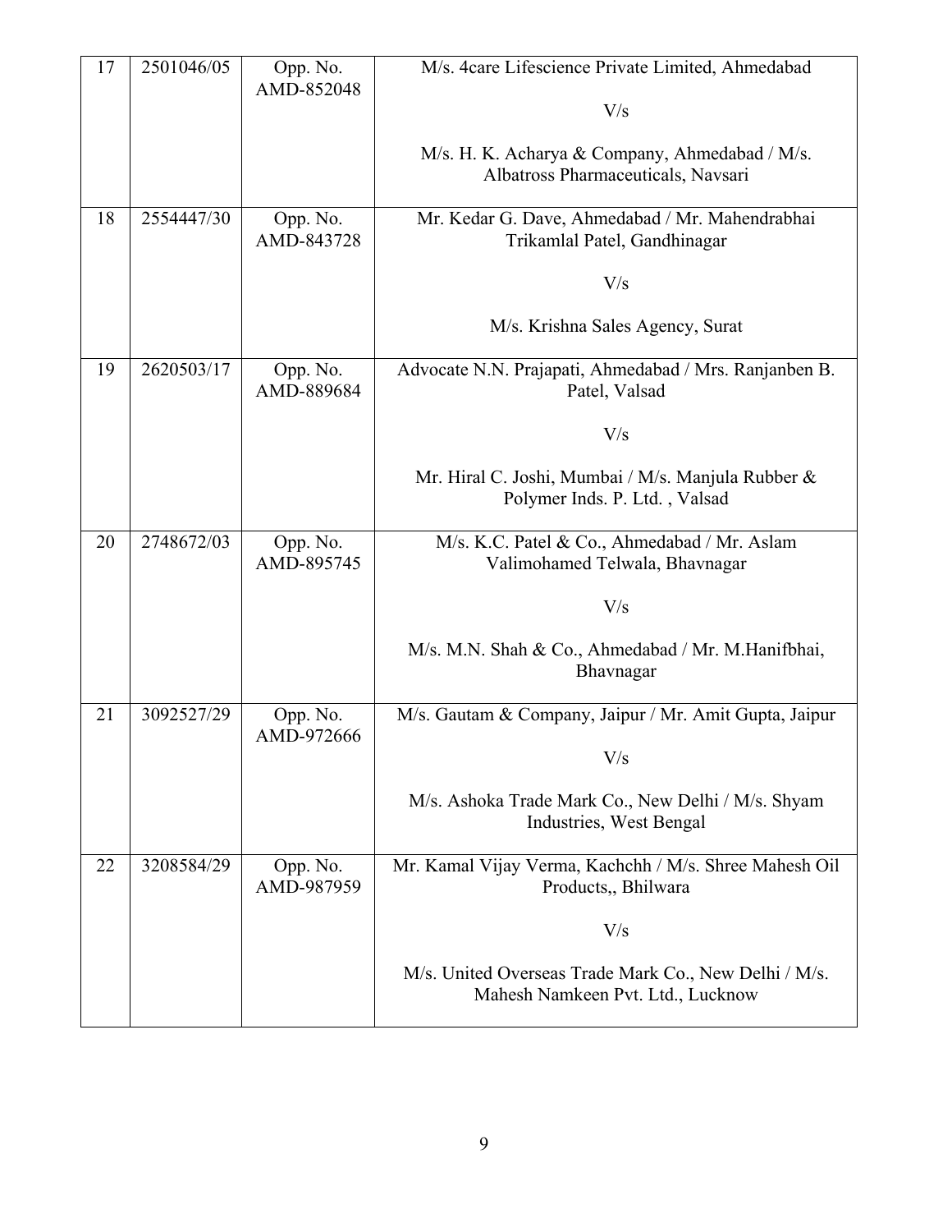| 17 | 2501046/05 | Opp. No. AMD-852048 | M/s. 4care Lifescience Private Limited, Ahmedabad<br><br>V/s<br><br>M/s. H. K. Acharya & Company, Ahmedabad / M/s. Albatross Pharmaceuticals, Navsari |
|---|---|---|---|
| 18 | 2554447/30 | Opp. No. AMD-843728 | Mr. Kedar G. Dave, Ahmedabad / Mr. Mahendrabhai Trikamlal Patel, Gandhinagar<br><br>V/s<br><br>M/s. Krishna Sales Agency, Surat |
| 19 | 2620503/17 | Opp. No. AMD-889684 | Advocate N.N. Prajapati, Ahmedabad / Mrs. Ranjanben B. Patel, Valsad<br><br>V/s<br><br>Mr. Hiral C. Joshi, Mumbai / M/s. Manjula Rubber & Polymer Inds. P. Ltd. , Valsad |
| 20 | 2748672/03 | Opp. No. AMD-895745 | M/s. K.C. Patel & Co., Ahmedabad / Mr. Aslam Valimohamed Telwala, Bhavnagar<br><br>V/s<br><br>M/s. M.N. Shah & Co., Ahmedabad / Mr. M.Hanifbhai, Bhavnagar |
| 21 | 3092527/29 | Opp. No. AMD-972666 | M/s. Gautam & Company, Jaipur / Mr. Amit Gupta, Jaipur<br><br>V/s<br><br>M/s. Ashoka Trade Mark Co., New Delhi / M/s. Shyam Industries, West Bengal |
| 22 | 3208584/29 | Opp. No. AMD-987959 | Mr. Kamal Vijay Verma, Kachchh / M/s. Shree Mahesh Oil Products,, Bhilwara<br><br>V/s<br><br>M/s. United Overseas Trade Mark Co., New Delhi / M/s. Mahesh Namkeen Pvt. Ltd., Lucknow |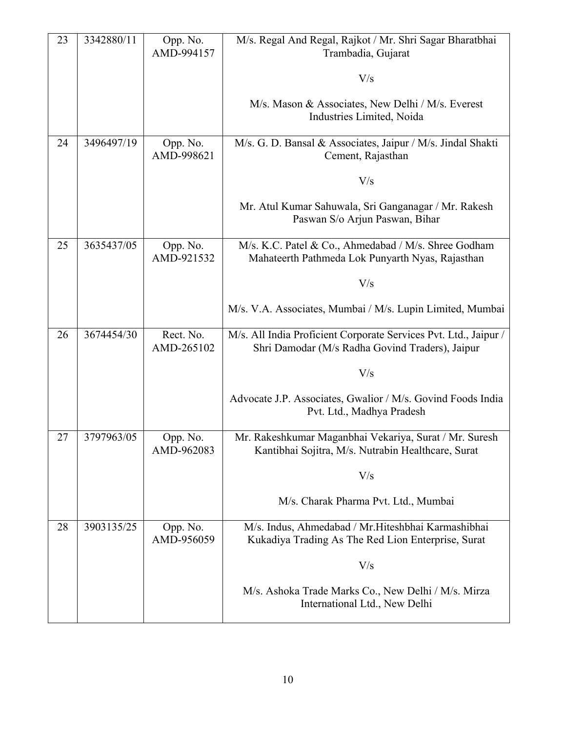| | | | |
|---|---|---|---|
| 23 | 3342880/11 | Opp. No. AMD-994157 | M/s. Regal And Regal, Rajkot / Mr. Shri Sagar Bharatbhai Trambadia, Gujarat<br><br>V/s<br><br>M/s. Mason & Associates, New Delhi / M/s. Everest Industries Limited, Noida |
| 24 | 3496497/19 | Opp. No. AMD-998621 | M/s. G. D. Bansal & Associates, Jaipur / M/s. Jindal Shakti Cement, Rajasthan<br><br>V/s<br><br>Mr. Atul Kumar Sahuwala, Sri Ganganagar / Mr. Rakesh Paswan S/o Arjun Paswan, Bihar |
| 25 | 3635437/05 | Opp. No. AMD-921532 | M/s. K.C. Patel & Co., Ahmedabad / M/s. Shree Godham Mahateerth Pathmeda Lok Punyarth Nyas, Rajasthan<br><br>V/s<br><br>M/s. V.A. Associates, Mumbai / M/s. Lupin Limited, Mumbai |
| 26 | 3674454/30 | Rect. No. AMD-265102 | M/s. All India Proficient Corporate Services Pvt. Ltd., Jaipur / Shri Damodar (M/s Radha Govind Traders), Jaipur<br><br>V/s<br><br>Advocate J.P. Associates, Gwalior / M/s. Govind Foods India Pvt. Ltd., Madhya Pradesh |
| 27 | 3797963/05 | Opp. No. AMD-962083 | Mr. Rakeshkumar Maganbhai Vekariya, Surat / Mr. Suresh Kantibhai Sojitra, M/s. Nutrabin Healthcare, Surat<br><br>V/s<br><br>M/s. Charak Pharma Pvt. Ltd., Mumbai |
| 28 | 3903135/25 | Opp. No. AMD-956059 | M/s. Indus, Ahmedabad / Mr.Hiteshbhai Karmashibhai Kukadiya Trading As The Red Lion Enterprise, Surat<br><br>V/s<br><br>M/s. Ashoka Trade Marks Co., New Delhi / M/s. Mirza International Ltd., New Delhi |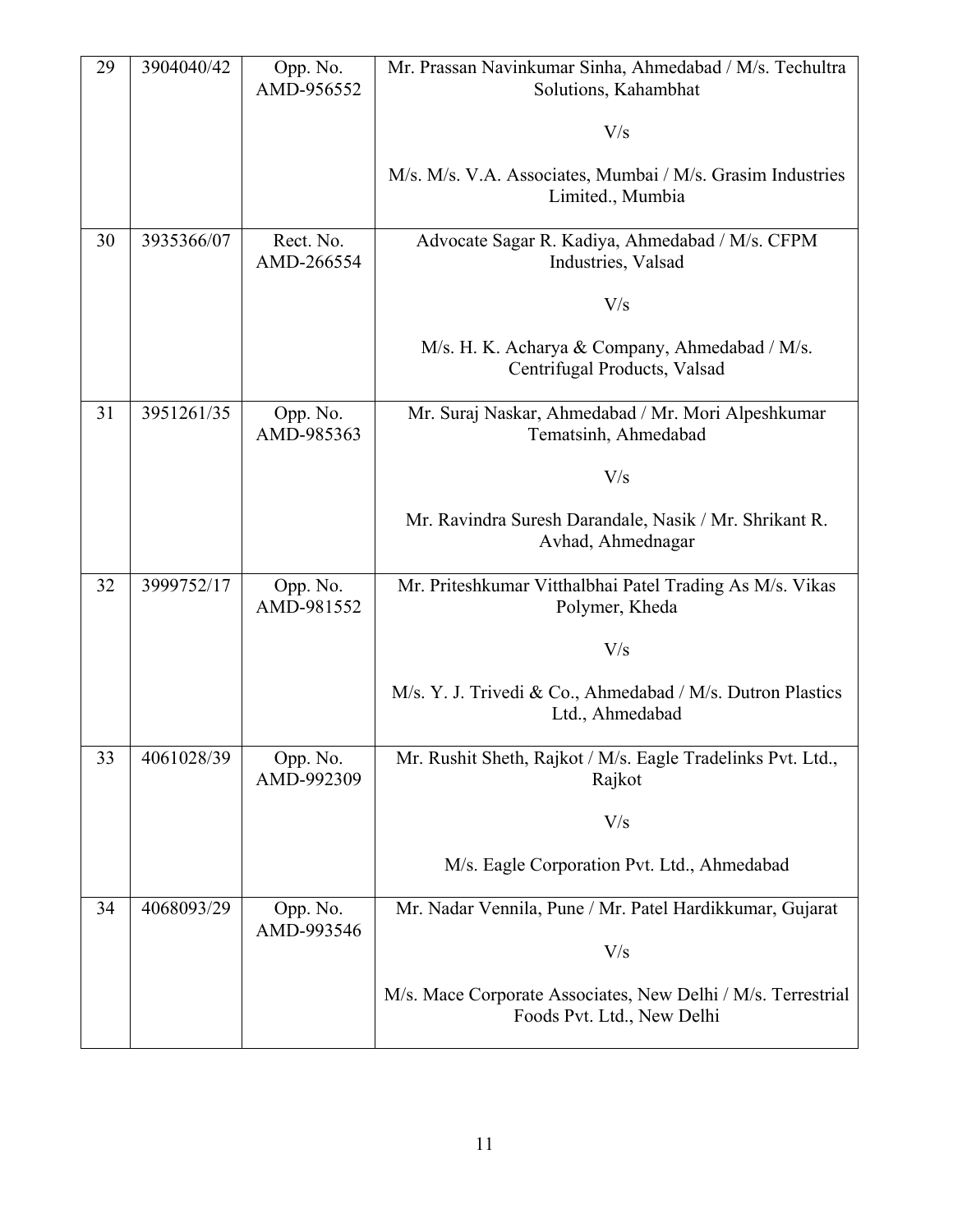| 29 | 3904040/42 | Opp. No. AMD-956552 | Mr. Prassan Navinkumar Sinha, Ahmedabad / M/s. Techultra Solutions, Kahambhat<br><br>V/s<br><br>M/s. M/s. V.A. Associates, Mumbai / M/s. Grasim Industries Limited., Mumbia |
|---|---|---|---|
| 30 | 3935366/07 | Rect. No. AMD-266554 | Advocate Sagar R. Kadiya, Ahmedabad / M/s. CFPM Industries, Valsad<br><br>V/s<br><br>M/s. H. K. Acharya & Company, Ahmedabad / M/s. Centrifugal Products, Valsad |
| 31 | 3951261/35 | Opp. No. AMD-985363 | Mr. Suraj Naskar, Ahmedabad / Mr. Mori Alpeshkumar Tematsinh, Ahmedabad<br><br>V/s<br><br>Mr. Ravindra Suresh Darandale, Nasik / Mr. Shrikant R. Avhad, Ahmednagar |
| 32 | 3999752/17 | Opp. No. AMD-981552 | Mr. Priteshkumar Vitthalbhai Patel Trading As M/s. Vikas Polymer, Kheda<br><br>V/s<br><br>M/s. Y. J. Trivedi & Co., Ahmedabad / M/s. Dutron Plastics Ltd., Ahmedabad |
| 33 | 4061028/39 | Opp. No. AMD-992309 | Mr. Rushit Sheth, Rajkot / M/s. Eagle Tradelinks Pvt. Ltd., Rajkot<br><br>V/s<br><br>M/s. Eagle Corporation Pvt. Ltd., Ahmedabad |
| 34 | 4068093/29 | Opp. No. AMD-993546 | Mr. Nadar Vennila, Pune / Mr. Patel Hardikkumar, Gujarat<br><br>V/s<br><br>M/s. Mace Corporate Associates, New Delhi / M/s. Terrestrial Foods Pvt. Ltd., New Delhi |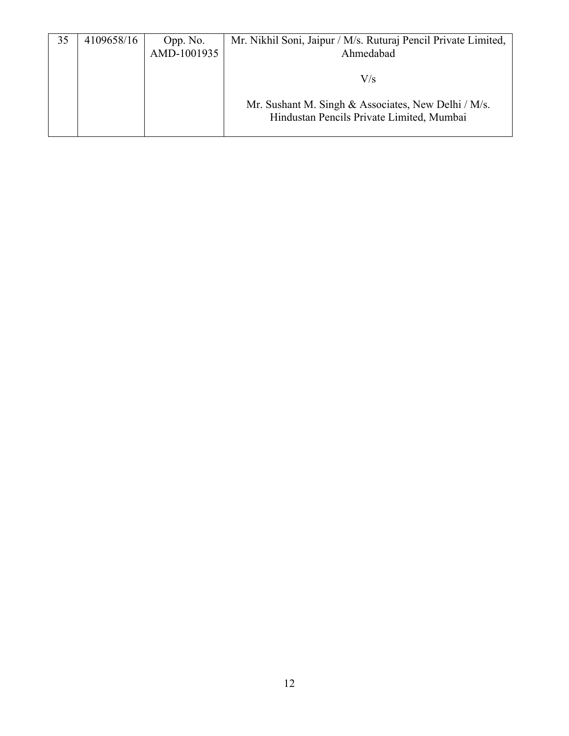| 35 | 4109658/16 | Opp. No. AMD-1001935 | Mr. Nikhil Soni, Jaipur / M/s. Ruturaj Pencil Private Limited, Ahmedabad<br><br>V/s<br><br>Mr. Sushant M. Singh & Associates, New Delhi / M/s. Hindustan Pencils Private Limited, Mumbai |
|---|---|---|---|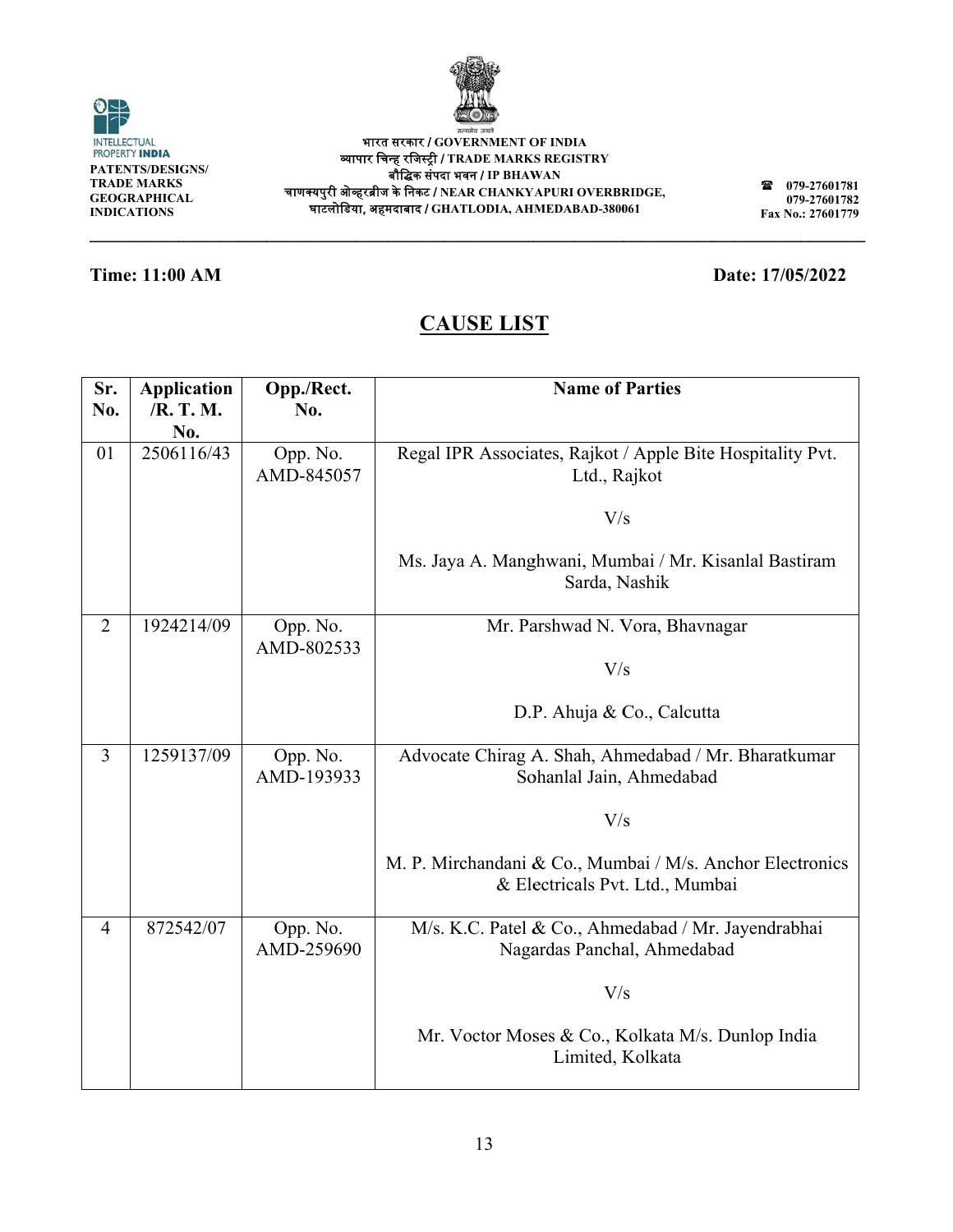भारत सरकार / GOVERNMENT OF INDIA
व्यापार चिन्ह रजिस्ट्री / TRADE MARKS REGISTRY
बौद्धिक संपदा भवन / IP BHAWAN
चाणक्यपुरी ओव्हरब्रीज के निकट / NEAR CHANKYAPURI OVERBRIDGE,
घाटलोडिया, अहमदाबाद / GHATLODIA, AHMEDABAD-380061

INTELLECTUAL PROPERTY INDIA
PATENTS/DESIGNS/ TRADE MARKS GEOGRAPHICAL INDICATIONS

☎ 079-27601781
079-27601782
Fax No.: 27601779

**Time: 11:00 AM** **Date: 17/05/2022**

## CAUSE LIST

| Sr. No. | Application /R. T. M. No. | Opp./Rect. No. | Name of Parties |
|---|---|---|---|
| 01 | 2506116/43 | Opp. No. AMD-845057 | Regal IPR Associates, Rajkot / Apple Bite Hospitality Pvt. Ltd., Rajkot<br><br>V/s<br><br>Ms. Jaya A. Manghwani, Mumbai / Mr. Kisanlal Bastiram Sarda, Nashik |
| 2 | 1924214/09 | Opp. No. AMD-802533 | Mr. Parshwad N. Vora, Bhavnagar<br><br>V/s<br><br>D.P. Ahuja & Co., Calcutta |
| 3 | 1259137/09 | Opp. No. AMD-193933 | Advocate Chirag A. Shah, Ahmedabad / Mr. Bharatkumar Sohanlal Jain, Ahmedabad<br><br>V/s<br><br>M. P. Mirchandani & Co., Mumbai / M/s. Anchor Electronics & Electricals Pvt. Ltd., Mumbai |
| 4 | 872542/07 | Opp. No. AMD-259690 | M/s. K.C. Patel & Co., Ahmedabad / Mr. Jayendrabhai Nagardas Panchal, Ahmedabad<br><br>V/s<br><br>Mr. Voctor Moses & Co., Kolkata M/s. Dunlop India Limited, Kolkata |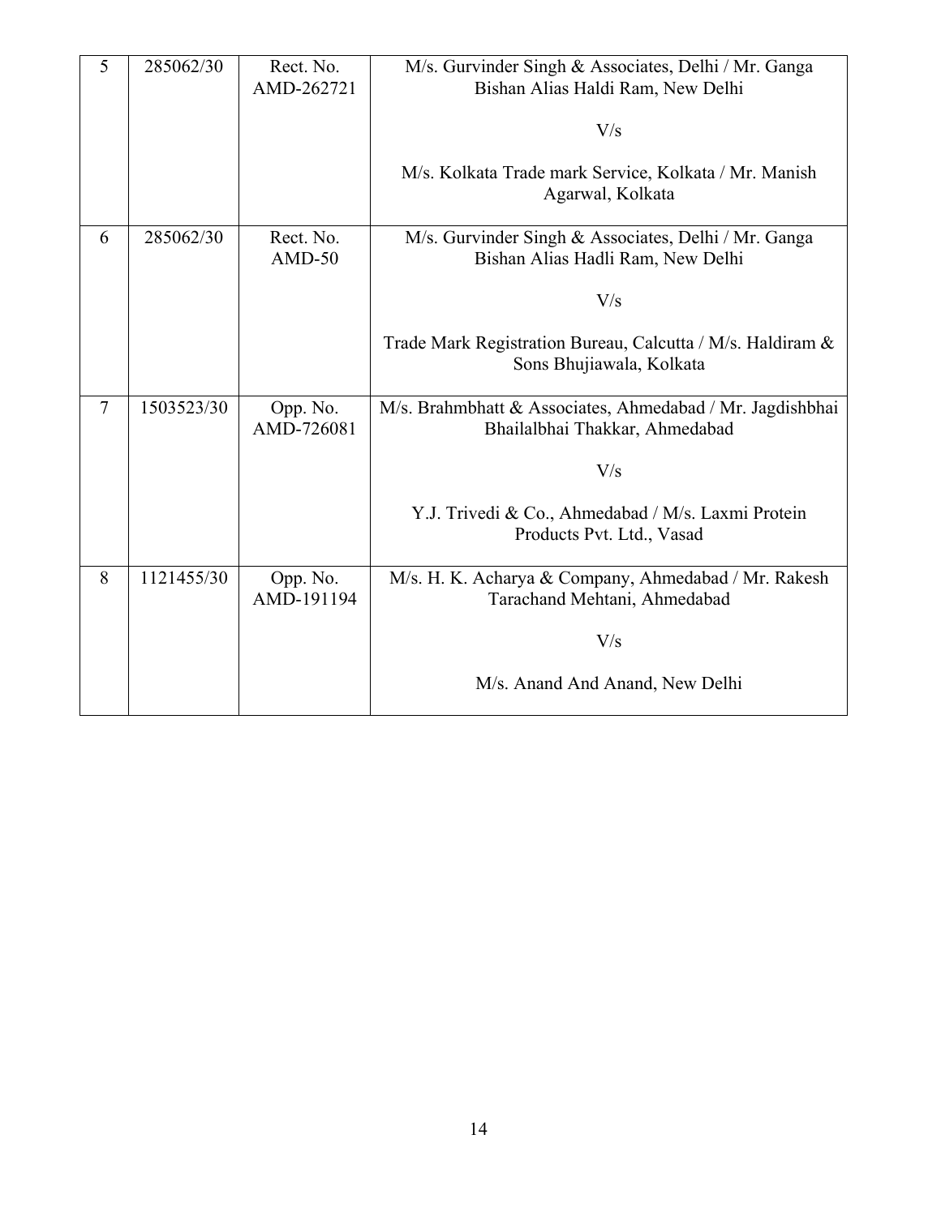| | | | |
|---|---|---|---|
| 5 | 285062/30 | Rect. No. AMD-262721 | M/s. Gurvinder Singh & Associates, Delhi / Mr. Ganga Bishan Alias Haldi Ram, New Delhi<br><br>V/s<br><br>M/s. Kolkata Trade mark Service, Kolkata / Mr. Manish Agarwal, Kolkata |
| 6 | 285062/30 | Rect. No. AMD-50 | M/s. Gurvinder Singh & Associates, Delhi / Mr. Ganga Bishan Alias Hadli Ram, New Delhi<br><br>V/s<br><br>Trade Mark Registration Bureau, Calcutta / M/s. Haldiram & Sons Bhujiawala, Kolkata |
| 7 | 1503523/30 | Opp. No. AMD-726081 | M/s. Brahmbhatt & Associates, Ahmedabad / Mr. Jagdishbhai Bhailalbhai Thakkar, Ahmedabad<br><br>V/s<br><br>Y.J. Trivedi & Co., Ahmedabad / M/s. Laxmi Protein Products Pvt. Ltd., Vasad |
| 8 | 1121455/30 | Opp. No. AMD-191194 | M/s. H. K. Acharya & Company, Ahmedabad / Mr. Rakesh Tarachand Mehtani, Ahmedabad<br><br>V/s<br><br>M/s. Anand And Anand, New Delhi |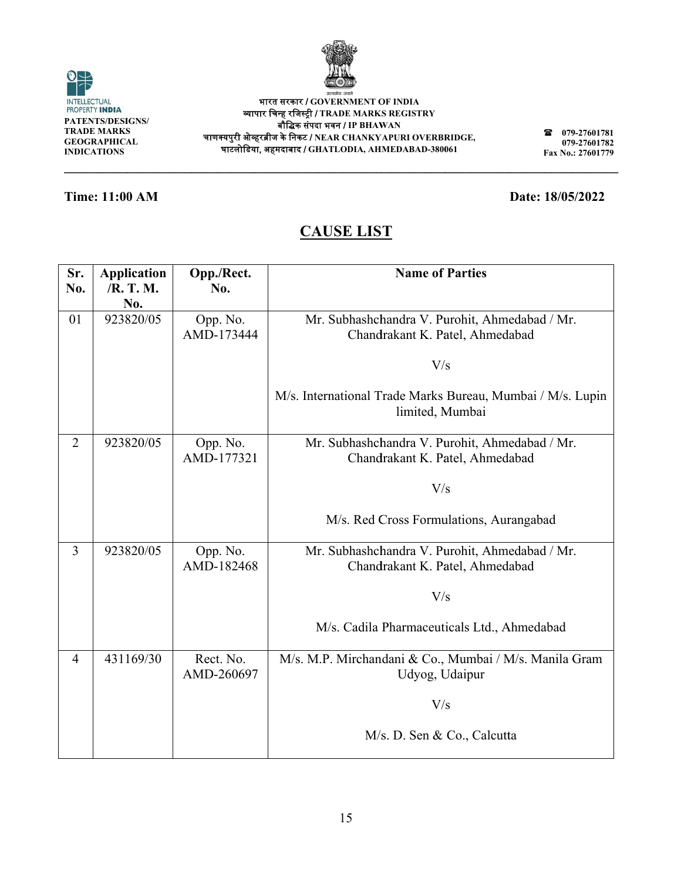INTELLECTUAL PROPERTY INDIA
PATENTS/DESIGNS/
TRADE MARKS
GEOGRAPHICAL
INDICATIONS

भारत सरकार / GOVERNMENT OF INDIA
व्यापार चिन्ह रजिस्ट्री / TRADE MARKS REGISTRY
बौद्धिक संपदा भवन / IP BHAWAN
चाणक्यपुरी ओव्हरब्रीज के निकट / NEAR CHANKYAPURI OVERBRIDGE,
घाटलोडिया, अहमदाबाद / GHATLODIA, AHMEDABAD-380061

☎ 079-27601781
079-27601782
Fax No.: 27601779

**Time: 11:00 AM** **Date: 18/05/2022**

## CAUSE LIST

| Sr. No. | Application /R. T. M. No. | Opp./Rect. No. | Name of Parties |
|---|---|---|---|
| 01 | 923820/05 | Opp. No. AMD-173444 | Mr. Subhashchandra V. Purohit, Ahmedabad / Mr. Chandrakant K. Patel, Ahmedabad<br><br>V/s<br><br>M/s. International Trade Marks Bureau, Mumbai / M/s. Lupin limited, Mumbai |
| 2 | 923820/05 | Opp. No. AMD-177321 | Mr. Subhashchandra V. Purohit, Ahmedabad / Mr. Chandrakant K. Patel, Ahmedabad<br><br>V/s<br><br>M/s. Red Cross Formulations, Aurangabad |
| 3 | 923820/05 | Opp. No. AMD-182468 | Mr. Subhashchandra V. Purohit, Ahmedabad / Mr. Chandrakant K. Patel, Ahmedabad<br><br>V/s<br><br>M/s. Cadila Pharmaceuticals Ltd., Ahmedabad |
| 4 | 431169/30 | Rect. No. AMD-260697 | M/s. M.P. Mirchandani & Co., Mumbai / M/s. Manila Gram Udyog, Udaipur<br><br>V/s<br><br>M/s. D. Sen & Co., Calcutta |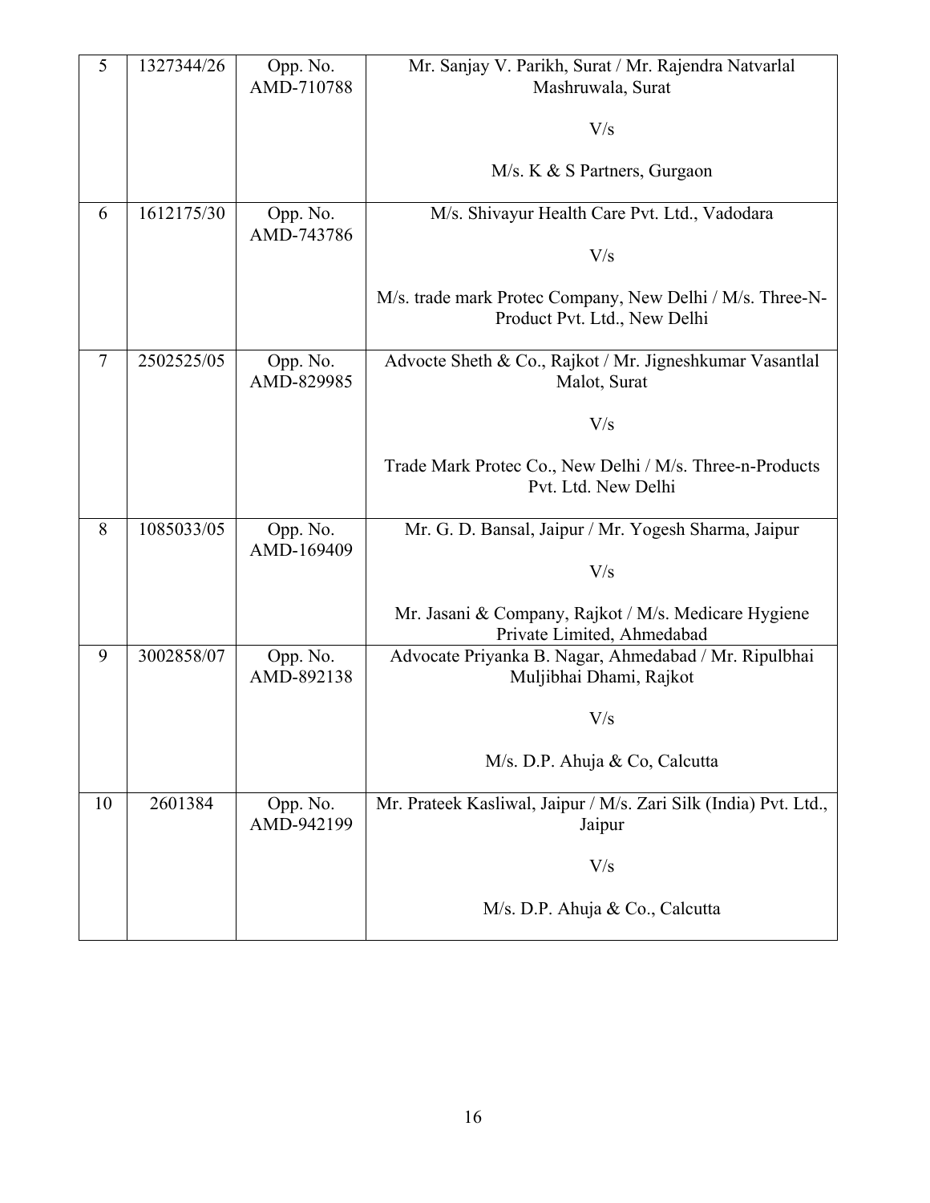| 5 | 1327344/26 | Opp. No. AMD-710788 | Mr. Sanjay V. Parikh, Surat / Mr. Rajendra Natvarlal Mashruwala, Surat<br><br>V/s<br><br>M/s. K & S Partners, Gurgaon |
|---|---|---|---|
| 6 | 1612175/30 | Opp. No. AMD-743786 | M/s. Shivayur Health Care Pvt. Ltd., Vadodara<br><br>V/s<br><br>M/s. trade mark Protec Company, New Delhi / M/s. Three-N-Product Pvt. Ltd., New Delhi |
| 7 | 2502525/05 | Opp. No. AMD-829985 | Advocte Sheth & Co., Rajkot / Mr. Jigneshkumar Vasantlal Malot, Surat<br><br>V/s<br><br>Trade Mark Protec Co., New Delhi / M/s. Three-n-Products Pvt. Ltd. New Delhi |
| 8 | 1085033/05 | Opp. No. AMD-169409 | Mr. G. D. Bansal, Jaipur / Mr. Yogesh Sharma, Jaipur<br><br>V/s<br><br>Mr. Jasani & Company, Rajkot / M/s. Medicare Hygiene Private Limited, Ahmedabad |
| 9 | 3002858/07 | Opp. No. AMD-892138 | Advocate Priyanka B. Nagar, Ahmedabad / Mr. Ripulbhai Muljibhai Dhami, Rajkot<br><br>V/s<br><br>M/s. D.P. Ahuja & Co, Calcutta |
| 10 | 2601384 | Opp. No. AMD-942199 | Mr. Prateek Kasliwal, Jaipur / M/s. Zari Silk (India) Pvt. Ltd., Jaipur<br><br>V/s<br><br>M/s. D.P. Ahuja & Co., Calcutta |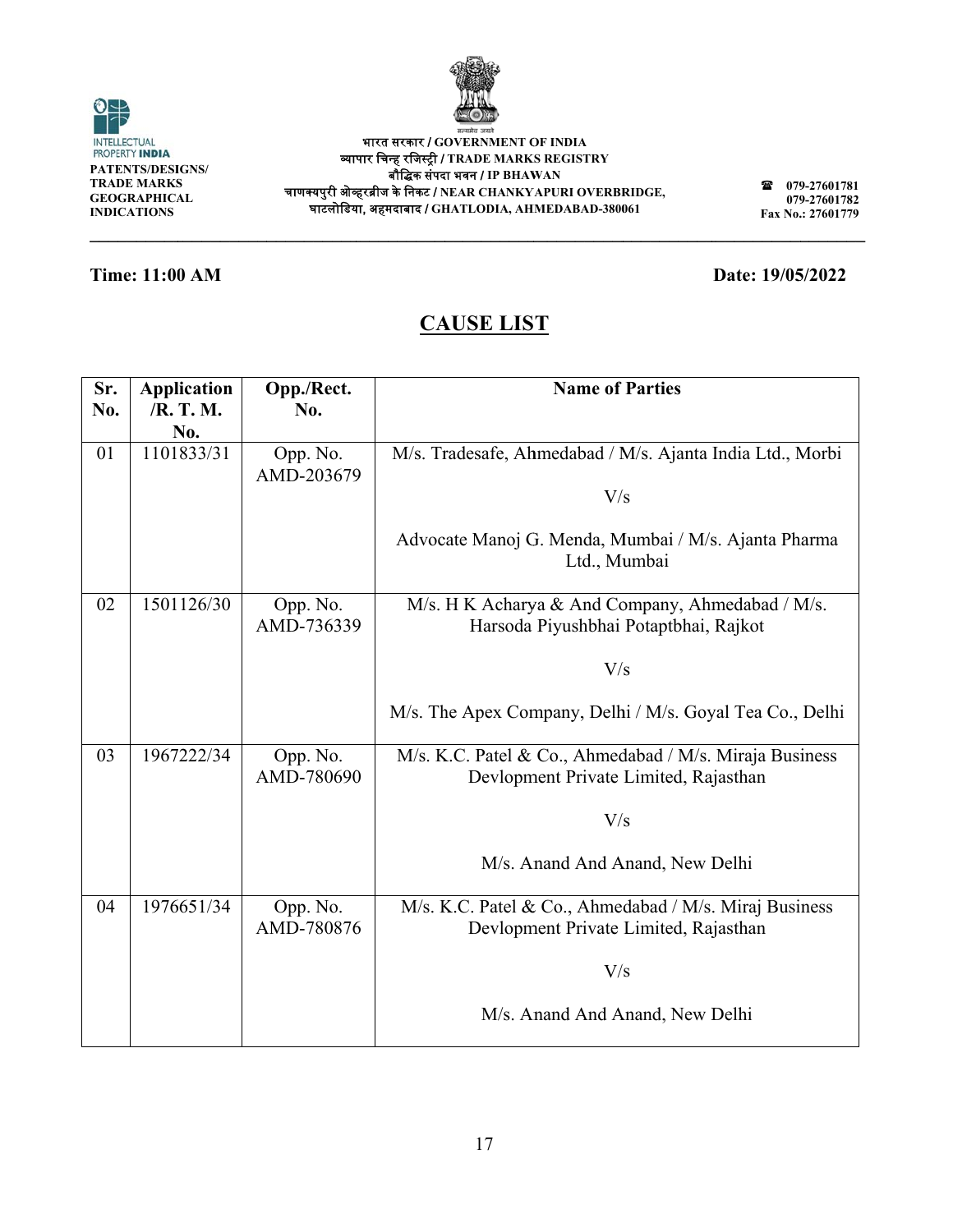INTELLECTUAL PROPERTY INDIA
**PATENTS/DESIGNS/ TRADE MARKS GEOGRAPHICAL INDICATIONS**

**भारत सरकार / GOVERNMENT OF INDIA**
**व्यापार चिन्ह रजिस्ट्री / TRADE MARKS REGISTRY**
**बौद्धिक संपदा भवन / IP BHAWAN**
**चाणक्यपुरी ओव्हरब्रीज के निकट / NEAR CHANKYAPURI OVERBRIDGE,**
**घाटलोडिया, अहमदाबाद / GHATLODIA, AHMEDABAD-380061**

**079-27601781**
**079-27601782**
**Fax No.: 27601779**

**Time: 11:00 AM** **Date: 19/05/2022**

## CAUSE LIST

| Sr. No. | Application /R. T. M. No. | Opp./Rect. No. | Name of Parties |
|---|---|---|---|
| 01 | 1101833/31 | Opp. No. AMD-203679 | M/s. Tradesafe, Ahmedabad / M/s. Ajanta India Ltd., Morbi<br><br>V/s<br><br>Advocate Manoj G. Menda, Mumbai / M/s. Ajanta Pharma Ltd., Mumbai |
| 02 | 1501126/30 | Opp. No. AMD-736339 | M/s. H K Acharya & And Company, Ahmedabad / M/s. Harsoda Piyushbhai Potaptbhai, Rajkot<br><br>V/s<br><br>M/s. The Apex Company, Delhi / M/s. Goyal Tea Co., Delhi |
| 03 | 1967222/34 | Opp. No. AMD-780690 | M/s. K.C. Patel & Co., Ahmedabad / M/s. Miraja Business Devlopment Private Limited, Rajasthan<br><br>V/s<br><br>M/s. Anand And Anand, New Delhi |
| 04 | 1976651/34 | Opp. No. AMD-780876 | M/s. K.C. Patel & Co., Ahmedabad / M/s. Miraj Business Devlopment Private Limited, Rajasthan<br><br>V/s<br><br>M/s. Anand And Anand, New Delhi |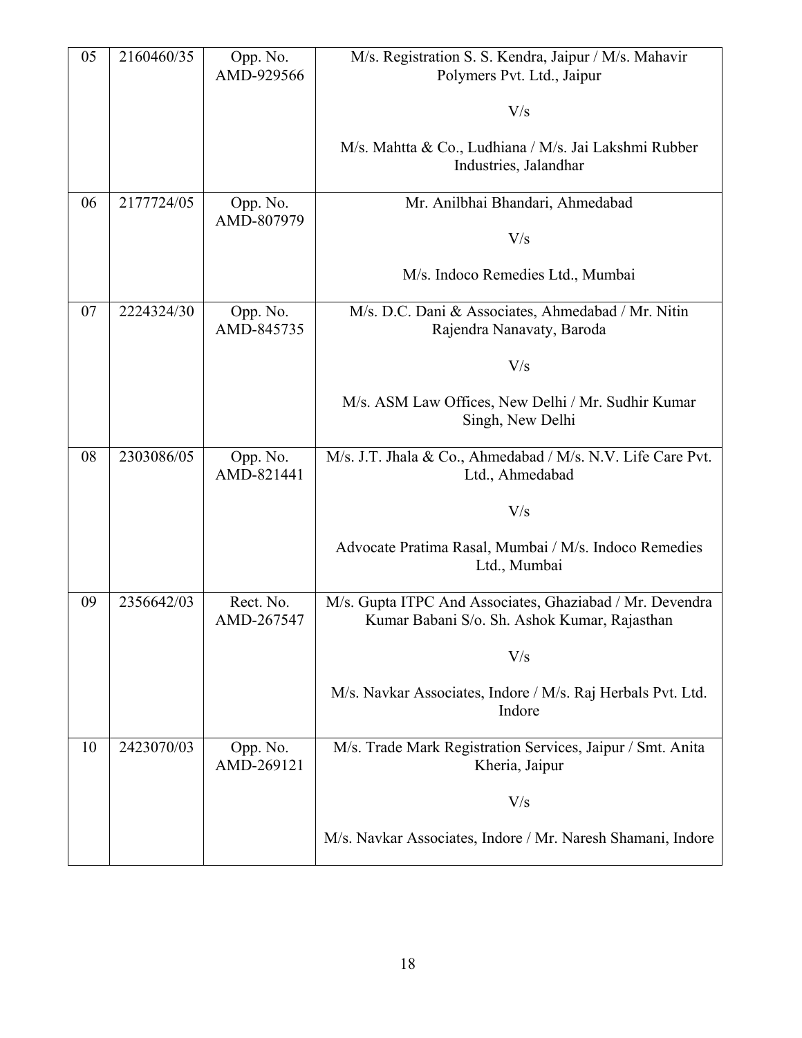| 05 | 2160460/35 | Opp. No. AMD-929566 | M/s. Registration S. S. Kendra, Jaipur / M/s. Mahavir Polymers Pvt. Ltd., Jaipur<br><br>V/s<br><br>M/s. Mahtta & Co., Ludhiana / M/s. Jai Lakshmi Rubber Industries, Jalandhar |
|---|---|---|---|
| 06 | 2177724/05 | Opp. No. AMD-807979 | Mr. Anilbhai Bhandari, Ahmedabad<br><br>V/s<br><br>M/s. Indoco Remedies Ltd., Mumbai |
| 07 | 2224324/30 | Opp. No. AMD-845735 | M/s. D.C. Dani & Associates, Ahmedabad / Mr. Nitin Rajendra Nanavaty, Baroda<br><br>V/s<br><br>M/s. ASM Law Offices, New Delhi / Mr. Sudhir Kumar Singh, New Delhi |
| 08 | 2303086/05 | Opp. No. AMD-821441 | M/s. J.T. Jhala & Co., Ahmedabad / M/s. N.V. Life Care Pvt. Ltd., Ahmedabad<br><br>V/s<br><br>Advocate Pratima Rasal, Mumbai / M/s. Indoco Remedies Ltd., Mumbai |
| 09 | 2356642/03 | Rect. No. AMD-267547 | M/s. Gupta ITPC And Associates, Ghaziabad / Mr. Devendra Kumar Babani S/o. Sh. Ashok Kumar, Rajasthan<br><br>V/s<br><br>M/s. Navkar Associates, Indore / M/s. Raj Herbals Pvt. Ltd. Indore |
| 10 | 2423070/03 | Opp. No. AMD-269121 | M/s. Trade Mark Registration Services, Jaipur / Smt. Anita Kheria, Jaipur<br><br>V/s<br><br>M/s. Navkar Associates, Indore / Mr. Naresh Shamani, Indore |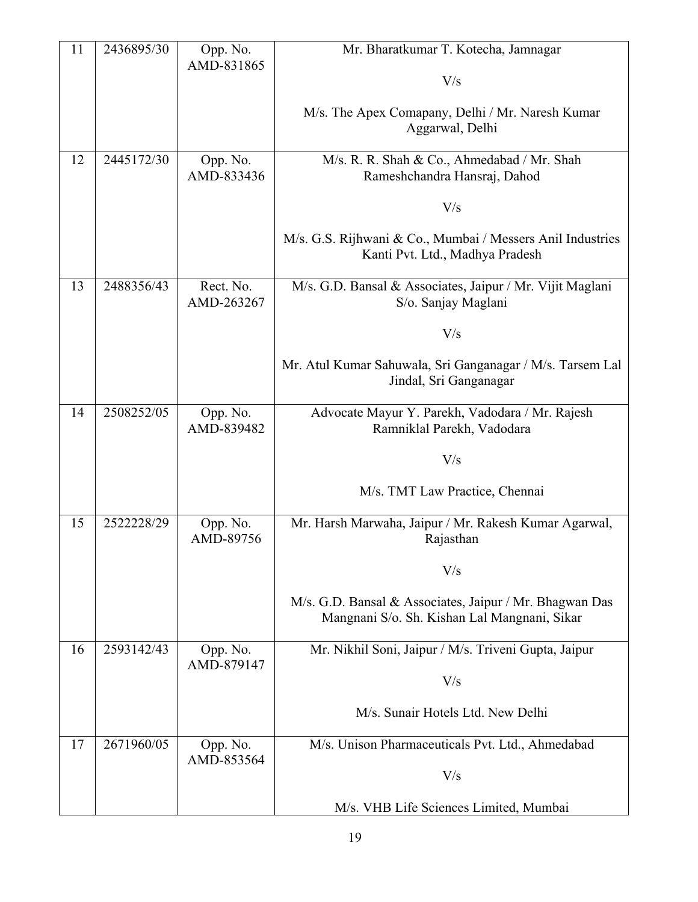| 11 | 2436895/30 | Opp. No. AMD-831865 | Mr. Bharatkumar T. Kotecha, Jamnagar<br><br>V/s<br><br>M/s. The Apex Comapany, Delhi / Mr. Naresh Kumar Aggarwal, Delhi |
|---|---|---|---|
| 12 | 2445172/30 | Opp. No. AMD-833436 | M/s. R. R. Shah & Co., Ahmedabad / Mr. Shah Rameshchandra Hansraj, Dahod<br><br>V/s<br><br>M/s. G.S. Rijhwani & Co., Mumbai / Messers Anil Industries Kanti Pvt. Ltd., Madhya Pradesh |
| 13 | 2488356/43 | Rect. No. AMD-263267 | M/s. G.D. Bansal & Associates, Jaipur / Mr. Vijit Maglani S/o. Sanjay Maglani<br><br>V/s<br><br>Mr. Atul Kumar Sahuwala, Sri Ganganagar / M/s. Tarsem Lal Jindal, Sri Ganganagar |
| 14 | 2508252/05 | Opp. No. AMD-839482 | Advocate Mayur Y. Parekh, Vadodara / Mr. Rajesh Ramniklal Parekh, Vadodara<br><br>V/s<br><br>M/s. TMT Law Practice, Chennai |
| 15 | 2522228/29 | Opp. No. AMD-89756 | Mr. Harsh Marwaha, Jaipur / Mr. Rakesh Kumar Agarwal, Rajasthan<br><br>V/s<br><br>M/s. G.D. Bansal & Associates, Jaipur / Mr. Bhagwan Das Mangnani S/o. Sh. Kishan Lal Mangnani, Sikar |
| 16 | 2593142/43 | Opp. No. AMD-879147 | Mr. Nikhil Soni, Jaipur / M/s. Triveni Gupta, Jaipur<br><br>V/s<br><br>M/s. Sunair Hotels Ltd. New Delhi |
| 17 | 2671960/05 | Opp. No. AMD-853564 | M/s. Unison Pharmaceuticals Pvt. Ltd., Ahmedabad<br><br>V/s<br><br>M/s. VHB Life Sciences Limited, Mumbai |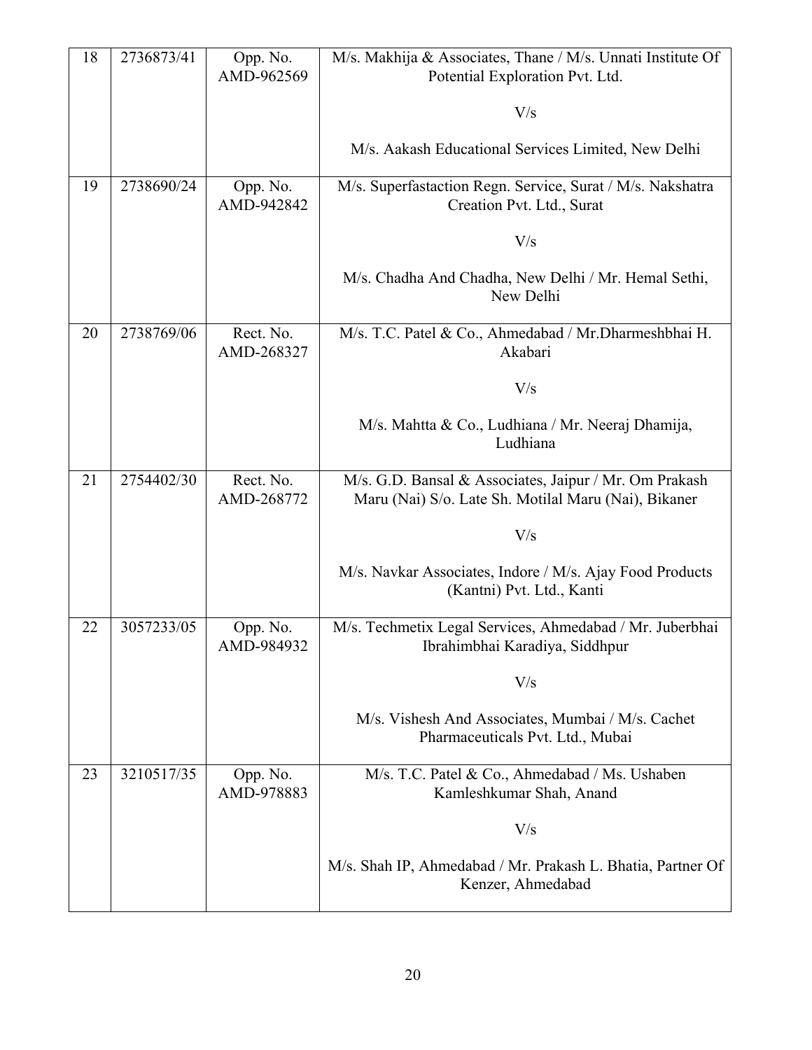| 18 | 2736873/41 | Opp. No. AMD-962569 | M/s. Makhija & Associates, Thane / M/s. Unnati Institute Of Potential Exploration Pvt. Ltd.<br><br>V/s<br><br>M/s. Aakash Educational Services Limited, New Delhi |
|---|---|---|---|
| 19 | 2738690/24 | Opp. No. AMD-942842 | M/s. Superfastaction Regn. Service, Surat / M/s. Nakshatra Creation Pvt. Ltd., Surat<br><br>V/s<br><br>M/s. Chadha And Chadha, New Delhi / Mr. Hemal Sethi, New Delhi |
| 20 | 2738769/06 | Rect. No. AMD-268327 | M/s. T.C. Patel & Co., Ahmedabad / Mr.Dharmeshbhai H. Akabari<br><br>V/s<br><br>M/s. Mahtta & Co., Ludhiana / Mr. Neeraj Dhamija, Ludhiana |
| 21 | 2754402/30 | Rect. No. AMD-268772 | M/s. G.D. Bansal & Associates, Jaipur / Mr. Om Prakash Maru (Nai) S/o. Late Sh. Motilal Maru (Nai), Bikaner<br><br>V/s<br><br>M/s. Navkar Associates, Indore / M/s. Ajay Food Products (Kantni) Pvt. Ltd., Kanti |
| 22 | 3057233/05 | Opp. No. AMD-984932 | M/s. Techmetix Legal Services, Ahmedabad / Mr. Juberbhai Ibrahimbhai Karadiya, Siddhpur<br><br>V/s<br><br>M/s. Vishesh And Associates, Mumbai / M/s. Cachet Pharmaceuticals Pvt. Ltd., Mubai |
| 23 | 3210517/35 | Opp. No. AMD-978883 | M/s. T.C. Patel & Co., Ahmedabad / Ms. Ushaben Kamleshkumar Shah, Anand<br><br>V/s<br><br>M/s. Shah IP, Ahmedabad / Mr. Prakash L. Bhatia, Partner Of Kenzer, Ahmedabad |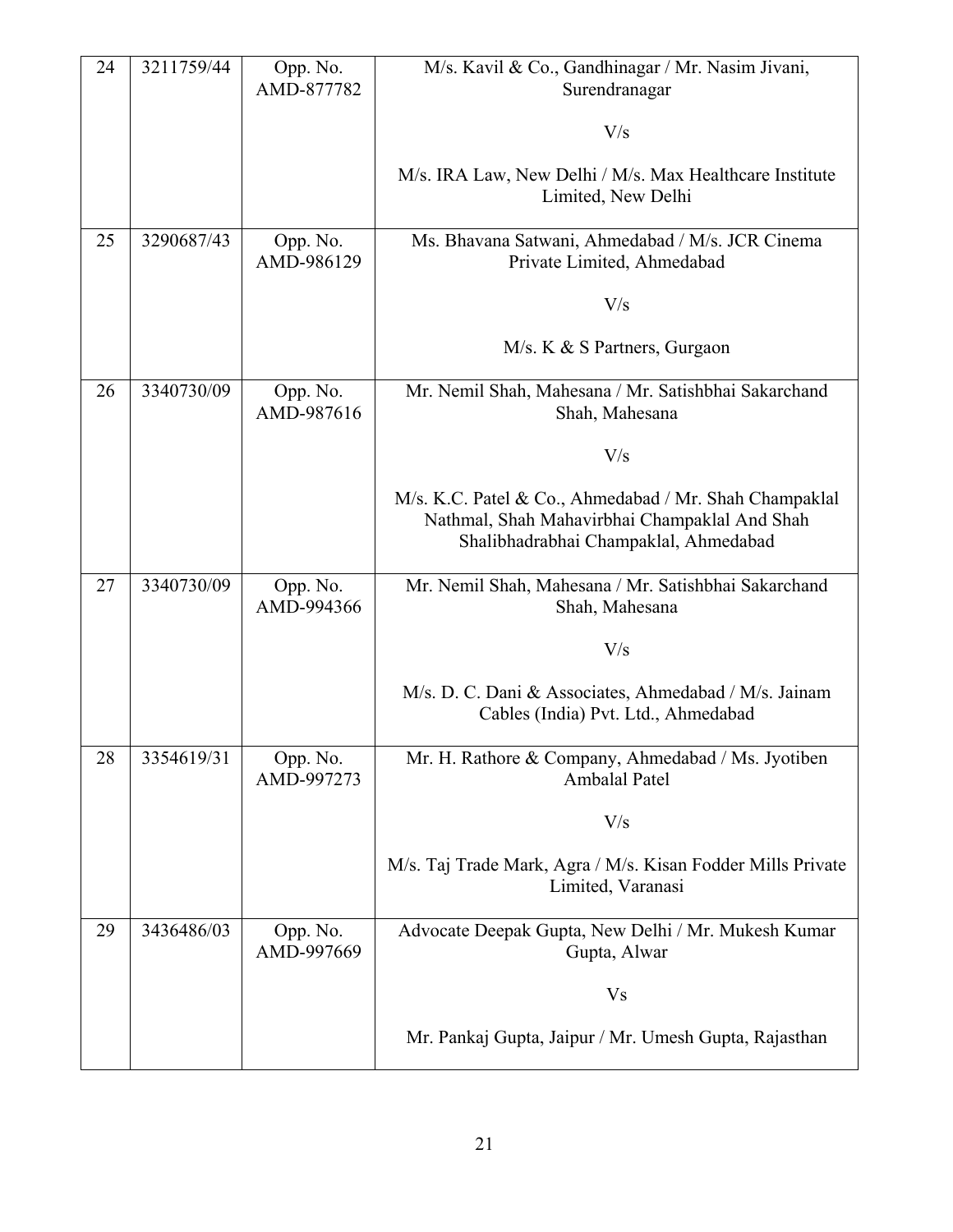| 24 | 3211759/44 | Opp. No. AMD-877782 | M/s. Kavil & Co., Gandhinagar / Mr. Nasim Jivani, Surendranagar<br><br>V/s<br><br>M/s. IRA Law, New Delhi / M/s. Max Healthcare Institute Limited, New Delhi |
|---|---|---|---|
| 25 | 3290687/43 | Opp. No. AMD-986129 | Ms. Bhavana Satwani, Ahmedabad / M/s. JCR Cinema Private Limited, Ahmedabad<br><br>V/s<br><br>M/s. K & S Partners, Gurgaon |
| 26 | 3340730/09 | Opp. No. AMD-987616 | Mr. Nemil Shah, Mahesana / Mr. Satishbhai Sakarchand Shah, Mahesana<br><br>V/s<br><br>M/s. K.C. Patel & Co., Ahmedabad / Mr. Shah Champaklal Nathmal, Shah Mahavirbhai Champaklal And Shah Shalibhadrabhai Champaklal, Ahmedabad |
| 27 | 3340730/09 | Opp. No. AMD-994366 | Mr. Nemil Shah, Mahesana / Mr. Satishbhai Sakarchand Shah, Mahesana<br><br>V/s<br><br>M/s. D. C. Dani & Associates, Ahmedabad / M/s. Jainam Cables (India) Pvt. Ltd., Ahmedabad |
| 28 | 3354619/31 | Opp. No. AMD-997273 | Mr. H. Rathore & Company, Ahmedabad / Ms. Jyotiben Ambalal Patel<br><br>V/s<br><br>M/s. Taj Trade Mark, Agra / M/s. Kisan Fodder Mills Private Limited, Varanasi |
| 29 | 3436486/03 | Opp. No. AMD-997669 | Advocate Deepak Gupta, New Delhi / Mr. Mukesh Kumar Gupta, Alwar<br><br>Vs<br><br>Mr. Pankaj Gupta, Jaipur / Mr. Umesh Gupta, Rajasthan |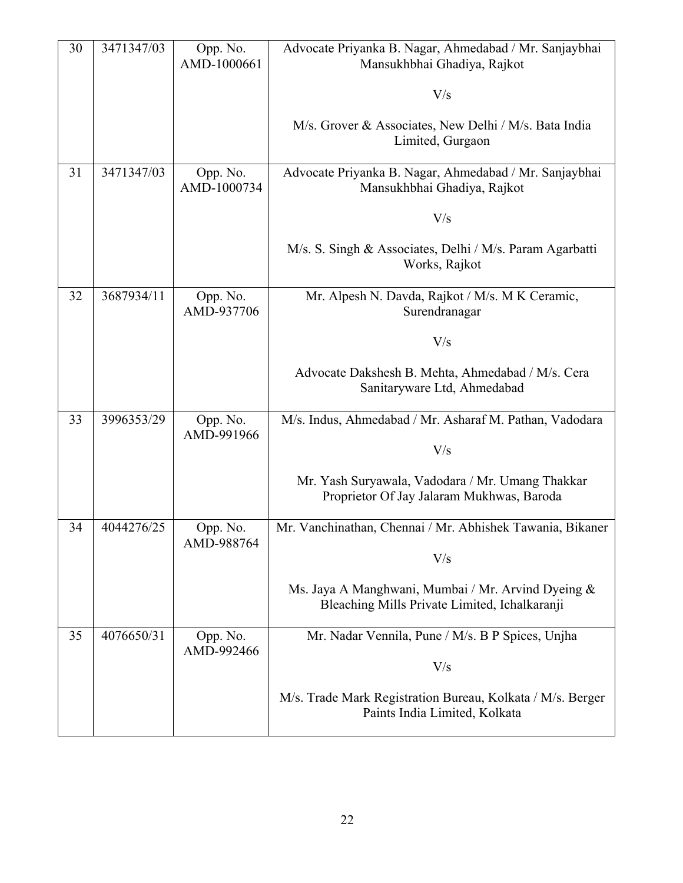| 30 | 3471347/03 | Opp. No. AMD-1000661 | Advocate Priyanka B. Nagar, Ahmedabad / Mr. Sanjaybhai Mansukhbhai Ghadiya, Rajkot<br><br>V/s<br><br>M/s. Grover & Associates, New Delhi / M/s. Bata India Limited, Gurgaon |
|---|---|---|---|
| 31 | 3471347/03 | Opp. No. AMD-1000734 | Advocate Priyanka B. Nagar, Ahmedabad / Mr. Sanjaybhai Mansukhbhai Ghadiya, Rajkot<br><br>V/s<br><br>M/s. S. Singh & Associates, Delhi / M/s. Param Agarbatti Works, Rajkot |
| 32 | 3687934/11 | Opp. No. AMD-937706 | Mr. Alpesh N. Davda, Rajkot / M/s. M K Ceramic, Surendranagar<br><br>V/s<br><br>Advocate Dakshesh B. Mehta, Ahmedabad / M/s. Cera Sanitaryware Ltd, Ahmedabad |
| 33 | 3996353/29 | Opp. No. AMD-991966 | M/s. Indus, Ahmedabad / Mr. Asharaf M. Pathan, Vadodara<br><br>V/s<br><br>Mr. Yash Suryawala, Vadodara / Mr. Umang Thakkar Proprietor Of Jay Jalaram Mukhwas, Baroda |
| 34 | 4044276/25 | Opp. No. AMD-988764 | Mr. Vanchinathan, Chennai / Mr. Abhishek Tawania, Bikaner<br><br>V/s<br><br>Ms. Jaya A Manghwani, Mumbai / Mr. Arvind Dyeing & Bleaching Mills Private Limited, Ichalkaranji |
| 35 | 4076650/31 | Opp. No. AMD-992466 | Mr. Nadar Vennila, Pune / M/s. B P Spices, Unjha<br><br>V/s<br><br>M/s. Trade Mark Registration Bureau, Kolkata / M/s. Berger Paints India Limited, Kolkata |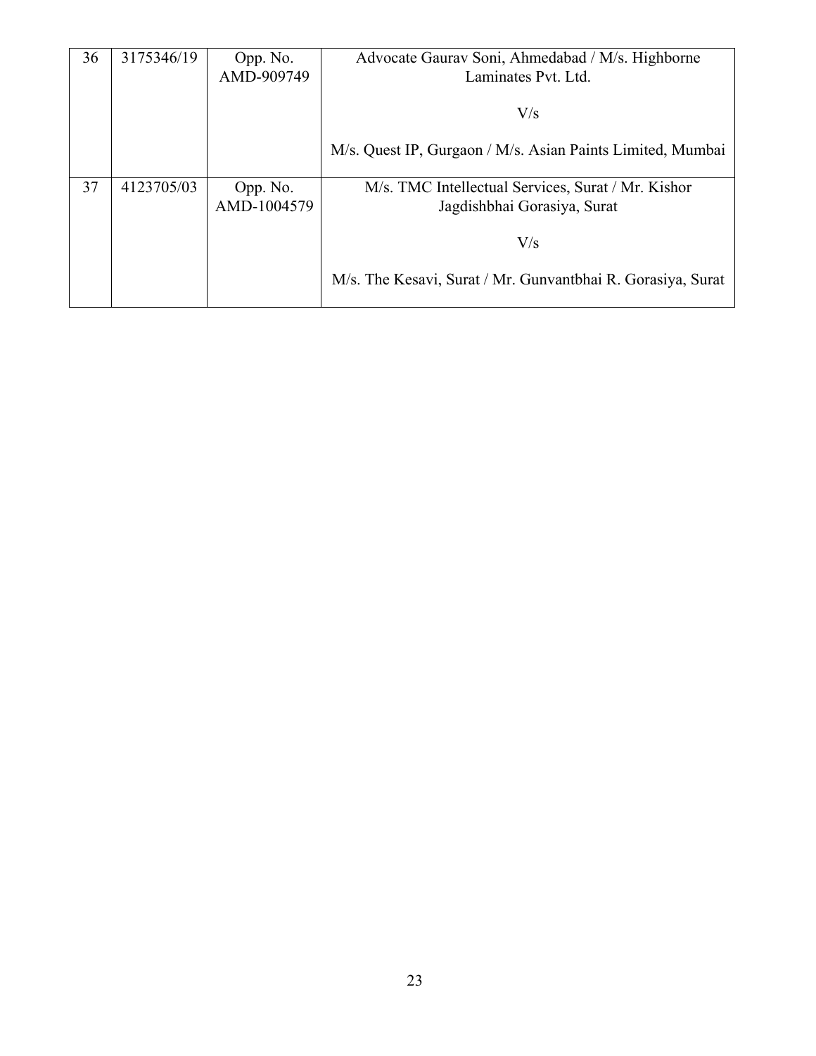| | | | |
|---|---|---|---|
| 36 | 3175346/19 | Opp. No. AMD-909749 | Advocate Gaurav Soni, Ahmedabad / M/s. Highborne Laminates Pvt. Ltd.<br><br>V/s<br><br>M/s. Quest IP, Gurgaon / M/s. Asian Paints Limited, Mumbai |
| 37 | 4123705/03 | Opp. No. AMD-1004579 | M/s. TMC Intellectual Services, Surat / Mr. Kishor Jagdishbhai Gorasiya, Surat<br><br>V/s<br><br>M/s. The Kesavi, Surat / Mr. Gunvantbhai R. Gorasiya, Surat |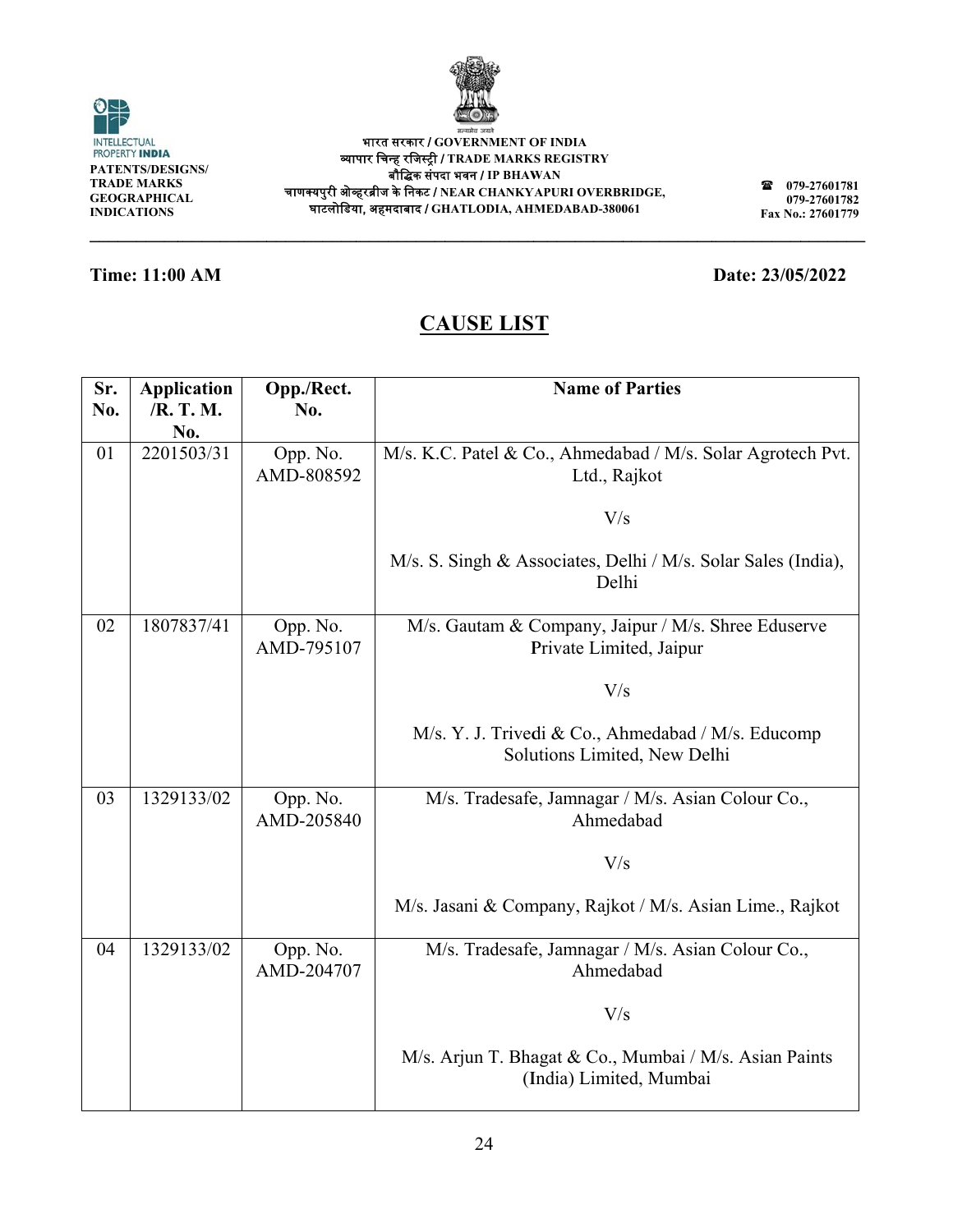PATENTS/DESIGNS/
TRADE MARKS
GEOGRAPHICAL
INDICATIONS

भारत सरकार / GOVERNMENT OF INDIA
व्यापार चिन्ह रजिस्ट्री / TRADE MARKS REGISTRY
बौद्धिक संपदा भवन / IP BHAWAN
चाणक्यपुरी ओव्हरब्रीज के निकट / NEAR CHANKYAPURI OVERBRIDGE,
घाटलोडिया, अहमदाबाद / GHATLODIA, AHMEDABAD-380061

☎ 079-27601781
079-27601782
Fax No.: 27601779

**Time: 11:00 AM** **Date: 23/05/2022**

## CAUSE LIST

| Sr. No. | Application /R. T. M. No. | Opp./Rect. No. | Name of Parties |
|---|---|---|---|
| 01 | 2201503/31 | Opp. No. AMD-808592 | M/s. K.C. Patel & Co., Ahmedabad / M/s. Solar Agrotech Pvt. Ltd., Rajkot<br><br>V/s<br><br>M/s. S. Singh & Associates, Delhi / M/s. Solar Sales (India), Delhi |
| 02 | 1807837/41 | Opp. No. AMD-795107 | M/s. Gautam & Company, Jaipur / M/s. Shree Eduserve Private Limited, Jaipur<br><br>V/s<br><br>M/s. Y. J. Trivedi & Co., Ahmedabad / M/s. Educomp Solutions Limited, New Delhi |
| 03 | 1329133/02 | Opp. No. AMD-205840 | M/s. Tradesafe, Jamnagar / M/s. Asian Colour Co., Ahmedabad<br><br>V/s<br><br>M/s. Jasani & Company, Rajkot / M/s. Asian Lime., Rajkot |
| 04 | 1329133/02 | Opp. No. AMD-204707 | M/s. Tradesafe, Jamnagar / M/s. Asian Colour Co., Ahmedabad<br><br>V/s<br><br>M/s. Arjun T. Bhagat & Co., Mumbai / M/s. Asian Paints (India) Limited, Mumbai |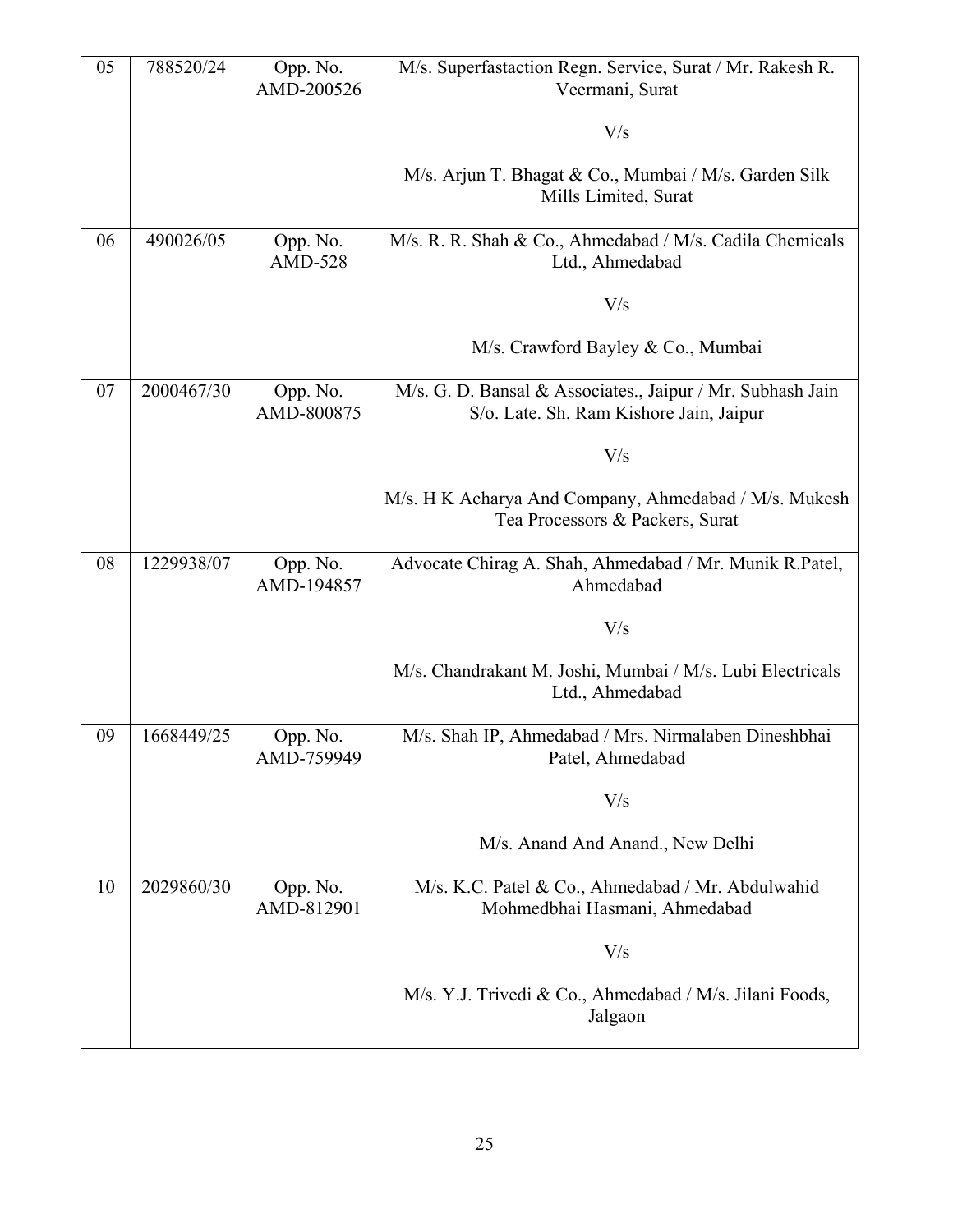| 05 | 788520/24 | Opp. No. AMD-200526 | M/s. Superfastaction Regn. Service, Surat / Mr. Rakesh R. Veermani, Surat<br><br>V/s<br><br>M/s. Arjun T. Bhagat & Co., Mumbai / M/s. Garden Silk Mills Limited, Surat |
|---|---|---|---|
| 06 | 490026/05 | Opp. No. AMD-528 | M/s. R. R. Shah & Co., Ahmedabad / M/s. Cadila Chemicals Ltd., Ahmedabad<br><br>V/s<br><br>M/s. Crawford Bayley & Co., Mumbai |
| 07 | 2000467/30 | Opp. No. AMD-800875 | M/s. G. D. Bansal & Associates., Jaipur / Mr. Subhash Jain S/o. Late. Sh. Ram Kishore Jain, Jaipur<br><br>V/s<br><br>M/s. H K Acharya And Company, Ahmedabad / M/s. Mukesh Tea Processors & Packers, Surat |
| 08 | 1229938/07 | Opp. No. AMD-194857 | Advocate Chirag A. Shah, Ahmedabad / Mr. Munik R.Patel, Ahmedabad<br><br>V/s<br><br>M/s. Chandrakant M. Joshi, Mumbai / M/s. Lubi Electricals Ltd., Ahmedabad |
| 09 | 1668449/25 | Opp. No. AMD-759949 | M/s. Shah IP, Ahmedabad / Mrs. Nirmalaben Dineshbhai Patel, Ahmedabad<br><br>V/s<br><br>M/s. Anand And Anand., New Delhi |
| 10 | 2029860/30 | Opp. No. AMD-812901 | M/s. K.C. Patel & Co., Ahmedabad / Mr. Abdulwahid Mohmedbhai Hasmani, Ahmedabad<br><br>V/s<br><br>M/s. Y.J. Trivedi & Co., Ahmedabad / M/s. Jilani Foods, Jalgaon |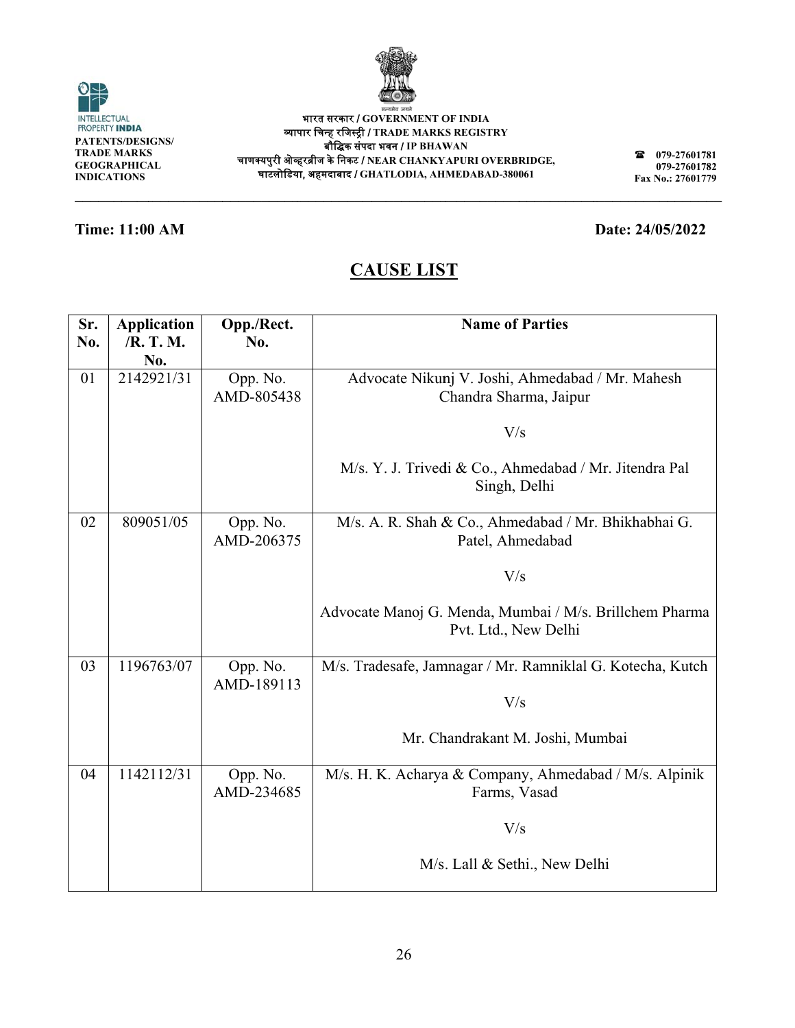PATENTS/DESIGNS/
TRADE MARKS
GEOGRAPHICAL
INDICATIONS

भारत सरकार / GOVERNMENT OF INDIA
व्यापार चिन्ह रजिस्ट्री / TRADE MARKS REGISTRY
बौद्धिक संपदा भवन / IP BHAWAN
चाणक्यपुरी ओव्हरब्रीज के निकट / NEAR CHANKYAPURI OVERBRIDGE,
घाटलोडिया, अहमदाबाद / GHATLODIA, AHMEDABAD-380061

☎ 079-27601781
079-27601782
Fax No.: 27601779

**Time: 11:00 AM** **Date: 24/05/2022**

## CAUSE LIST

| Sr. No. | Application /R. T. M. No. | Opp./Rect. No. | Name of Parties |
|---|---|---|---|
| 01 | 2142921/31 | Opp. No. AMD-805438 | Advocate Nikunj V. Joshi, Ahmedabad / Mr. Mahesh Chandra Sharma, Jaipur<br><br>V/s<br><br>M/s. Y. J. Trivedi & Co., Ahmedabad / Mr. Jitendra Pal Singh, Delhi |
| 02 | 809051/05 | Opp. No. AMD-206375 | M/s. A. R. Shah & Co., Ahmedabad / Mr. Bhikhabhai G. Patel, Ahmedabad<br><br>V/s<br><br>Advocate Manoj G. Menda, Mumbai / M/s. Brillchem Pharma Pvt. Ltd., New Delhi |
| 03 | 1196763/07 | Opp. No. AMD-189113 | M/s. Tradesafe, Jamnagar / Mr. Ramniklal G. Kotecha, Kutch<br><br>V/s<br><br>Mr. Chandrakant M. Joshi, Mumbai |
| 04 | 1142112/31 | Opp. No. AMD-234685 | M/s. H. K. Acharya & Company, Ahmedabad / M/s. Alpinik Farms, Vasad<br><br>V/s<br><br>M/s. Lall & Sethi., New Delhi |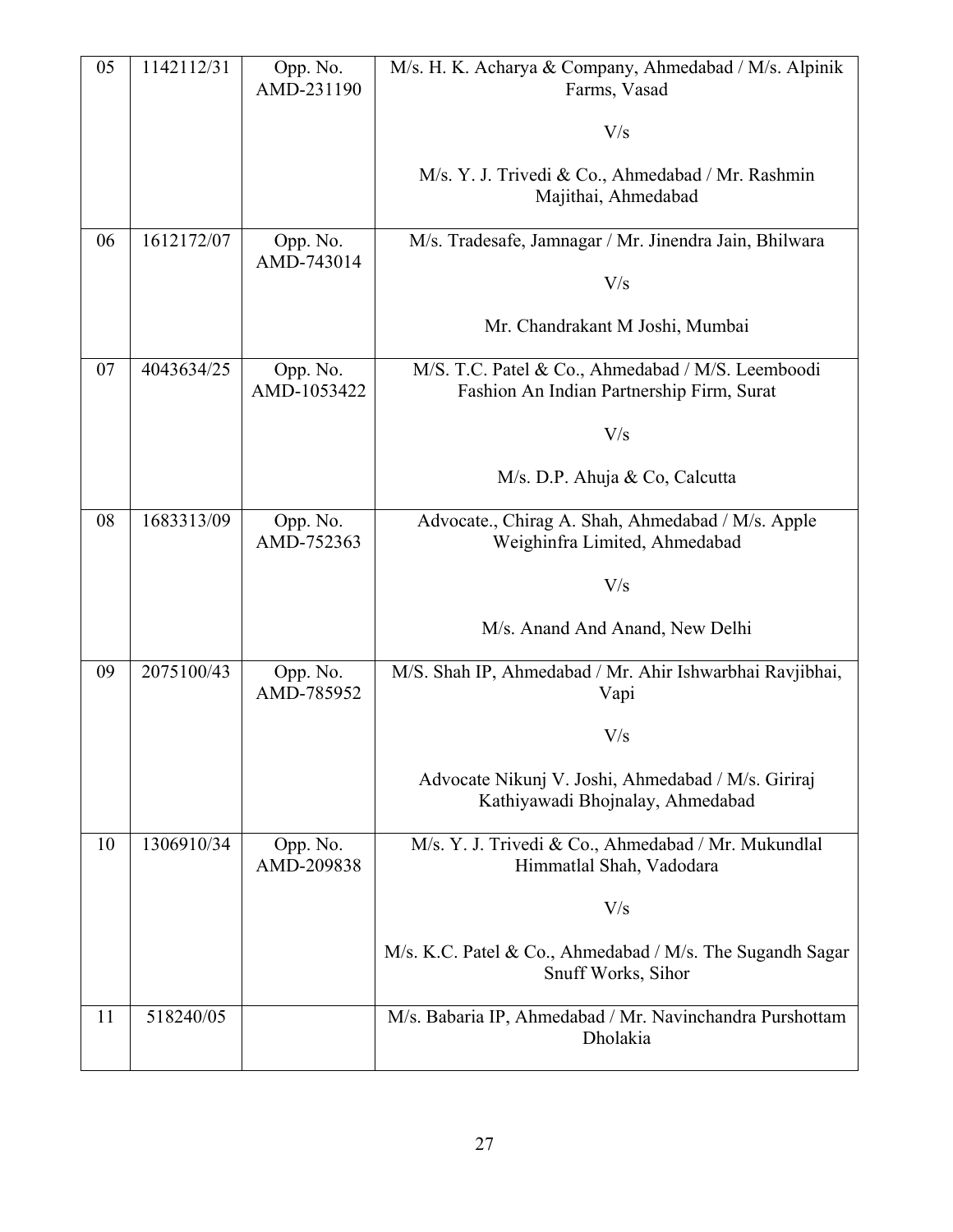| 05 | 1142112/31 | Opp. No. AMD-231190 | M/s. H. K. Acharya & Company, Ahmedabad / M/s. Alpinik Farms, Vasad<br><br>V/s<br><br>M/s. Y. J. Trivedi & Co., Ahmedabad / Mr. Rashmin Majithai, Ahmedabad |
|---|---|---|---|
| 06 | 1612172/07 | Opp. No. AMD-743014 | M/s. Tradesafe, Jamnagar / Mr. Jinendra Jain, Bhilwara<br><br>V/s<br><br>Mr. Chandrakant M Joshi, Mumbai |
| 07 | 4043634/25 | Opp. No. AMD-1053422 | M/S. T.C. Patel & Co., Ahmedabad / M/S. Leemboodi Fashion An Indian Partnership Firm, Surat<br><br>V/s<br><br>M/s. D.P. Ahuja & Co, Calcutta |
| 08 | 1683313/09 | Opp. No. AMD-752363 | Advocate., Chirag A. Shah, Ahmedabad / M/s. Apple Weighinfra Limited, Ahmedabad<br><br>V/s<br><br>M/s. Anand And Anand, New Delhi |
| 09 | 2075100/43 | Opp. No. AMD-785952 | M/S. Shah IP, Ahmedabad / Mr. Ahir Ishwarbhai Ravjibhai, Vapi<br><br>V/s<br><br>Advocate Nikunj V. Joshi, Ahmedabad / M/s. Giriraj Kathiyawadi Bhojnalay, Ahmedabad |
| 10 | 1306910/34 | Opp. No. AMD-209838 | M/s. Y. J. Trivedi & Co., Ahmedabad / Mr. Mukundlal Himmatlal Shah, Vadodara<br><br>V/s<br><br>M/s. K.C. Patel & Co., Ahmedabad / M/s. The Sugandh Sagar Snuff Works, Sihor |
| 11 | 518240/05 | | M/s. Babaria IP, Ahmedabad / Mr. Navinchandra Purshottam Dholakia |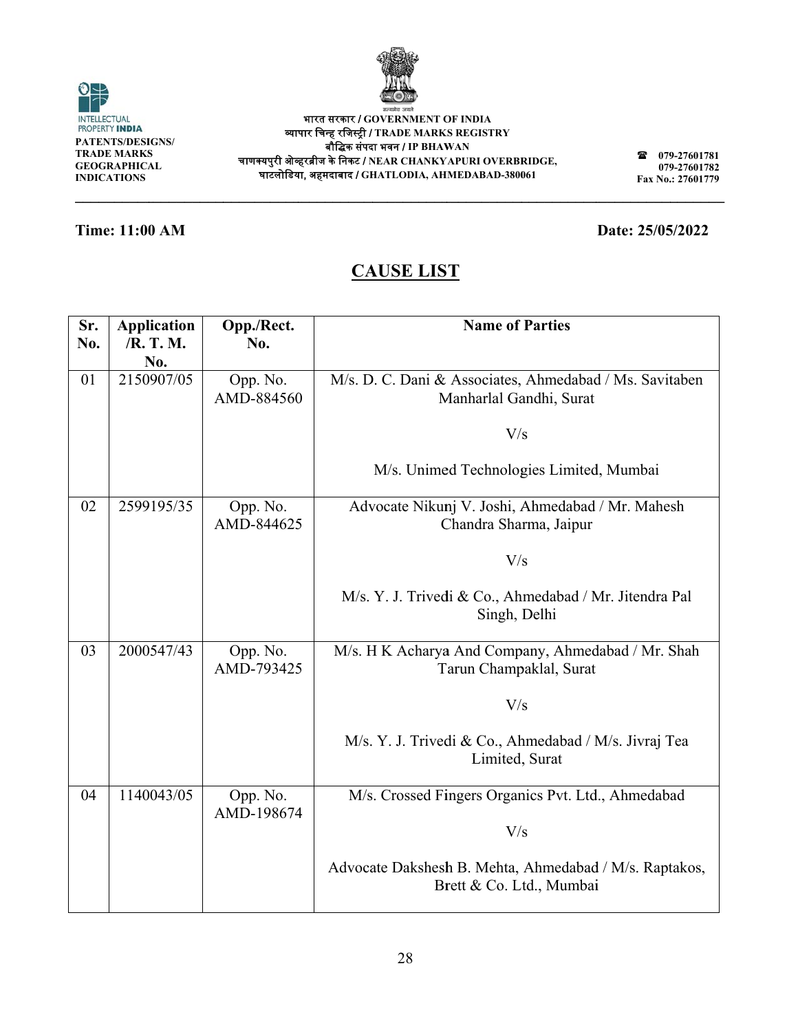INTELLECTUAL PROPERTY INDIA

**PATENTS/DESIGNS/ TRADE MARKS GEOGRAPHICAL INDICATIONS**

**भारत सरकार / GOVERNMENT OF INDIA**
**व्यापार चिन्ह रजिस्ट्री / TRADE MARKS REGISTRY**
**बौद्धिक संपदा भवन / IP BHAWAN**
**चाणक्यपुरी ओव्हरब्रीज के निकट / NEAR CHANKYAPURI OVERBRIDGE,**
**घाटलोडिया, अहमदाबाद / GHATLODIA, AHMEDABAD-380061**

**☎ 079-27601781**
**079-27601782**
**Fax No.: 27601779**

**Time: 11:00 AM** **Date: 25/05/2022**

## CAUSE LIST

| Sr. No. | Application /R. T. M. No. | Opp./Rect. No. | Name of Parties |
|---|---|---|---|
| 01 | 2150907/05 | Opp. No. AMD-884560 | M/s. D. C. Dani & Associates, Ahmedabad / Ms. Savitaben Manharlal Gandhi, Surat<br><br>V/s<br><br>M/s. Unimed Technologies Limited, Mumbai |
| 02 | 2599195/35 | Opp. No. AMD-844625 | Advocate Nikunj V. Joshi, Ahmedabad / Mr. Mahesh Chandra Sharma, Jaipur<br><br>V/s<br><br>M/s. Y. J. Trivedi & Co., Ahmedabad / Mr. Jitendra Pal Singh, Delhi |
| 03 | 2000547/43 | Opp. No. AMD-793425 | M/s. H K Acharya And Company, Ahmedabad / Mr. Shah Tarun Champaklal, Surat<br><br>V/s<br><br>M/s. Y. J. Trivedi & Co., Ahmedabad / M/s. Jivraj Tea Limited, Surat |
| 04 | 1140043/05 | Opp. No. AMD-198674 | M/s. Crossed Fingers Organics Pvt. Ltd., Ahmedabad<br><br>V/s<br><br>Advocate Dakshesh B. Mehta, Ahmedabad / M/s. Raptakos, Brett & Co. Ltd., Mumbai |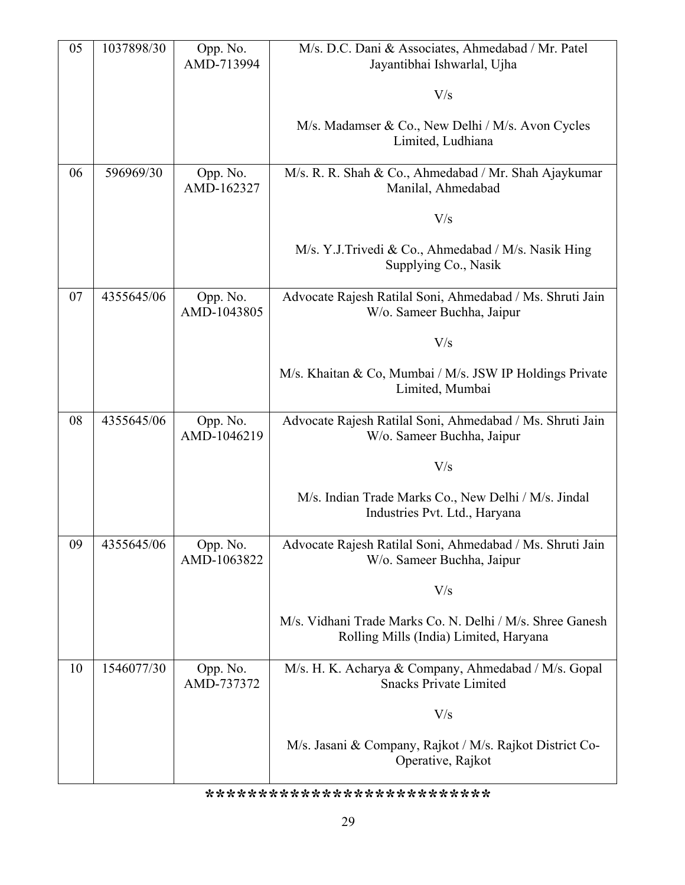| | | | |
|---|---|---|---|
| 05 | 1037898/30 | Opp. No. AMD-713994 | M/s. D.C. Dani & Associates, Ahmedabad / Mr. Patel Jayantibhai Ishwarlal, Ujha<br><br>V/s<br><br>M/s. Madamser & Co., New Delhi / M/s. Avon Cycles Limited, Ludhiana |
| 06 | 596969/30 | Opp. No. AMD-162327 | M/s. R. R. Shah & Co., Ahmedabad / Mr. Shah Ajaykumar Manilal, Ahmedabad<br><br>V/s<br><br>M/s. Y.J.Trivedi & Co., Ahmedabad / M/s. Nasik Hing Supplying Co., Nasik |
| 07 | 4355645/06 | Opp. No. AMD-1043805 | Advocate Rajesh Ratilal Soni, Ahmedabad / Ms. Shruti Jain W/o. Sameer Buchha, Jaipur<br><br>V/s<br><br>M/s. Khaitan & Co, Mumbai / M/s. JSW IP Holdings Private Limited, Mumbai |
| 08 | 4355645/06 | Opp. No. AMD-1046219 | Advocate Rajesh Ratilal Soni, Ahmedabad / Ms. Shruti Jain W/o. Sameer Buchha, Jaipur<br><br>V/s<br><br>M/s. Indian Trade Marks Co., New Delhi / M/s. Jindal Industries Pvt. Ltd., Haryana |
| 09 | 4355645/06 | Opp. No. AMD-1063822 | Advocate Rajesh Ratilal Soni, Ahmedabad / Ms. Shruti Jain W/o. Sameer Buchha, Jaipur<br><br>V/s<br><br>M/s. Vidhani Trade Marks Co. N. Delhi / M/s. Shree Ganesh Rolling Mills (India) Limited, Haryana |
| 10 | 1546077/30 | Opp. No. AMD-737372 | M/s. H. K. Acharya & Company, Ahmedabad / M/s. Gopal Snacks Private Limited<br><br>V/s<br><br>M/s. Jasani & Company, Rajkot / M/s. Rajkot District Co-Operative, Rajkot |

***************************